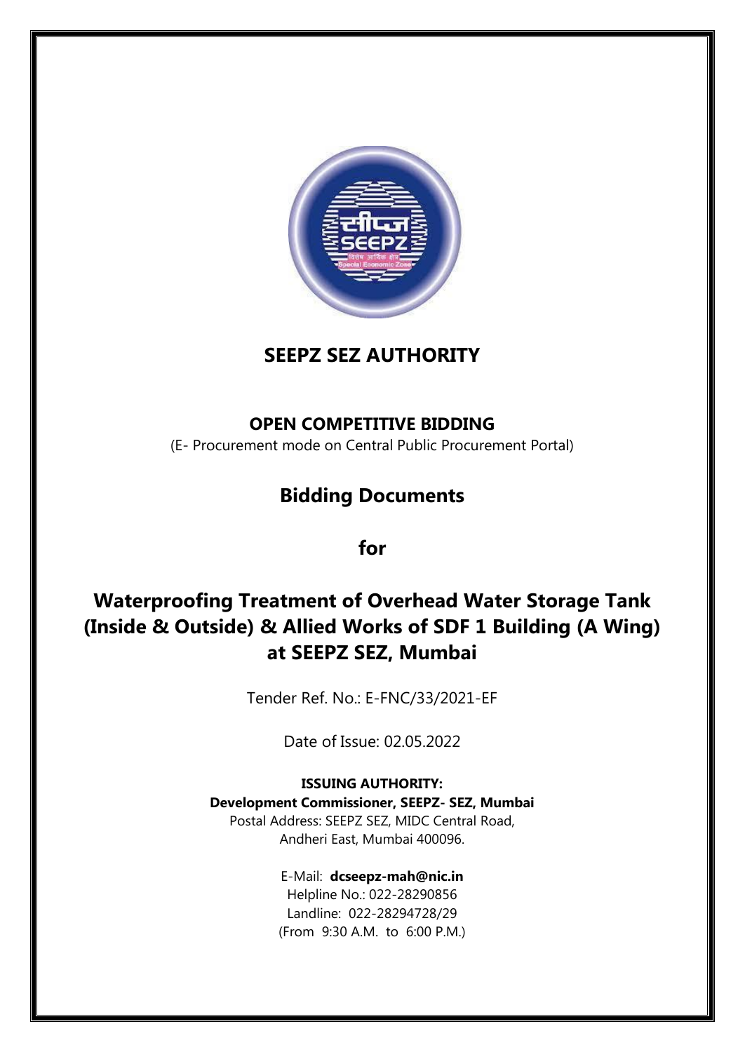# SEEPZ SEZ AUTHORITY

**OPEN COMPETITIVE BIDDING**

(E- Procurement mode on Central Public Procurement Portal)

## Bidding Documents

**for**

## Waterproofing Treatment of Overhead Water Storage Tank (Inside & Outside) & Allied Works of SDF 1 Building (A Wing) at SEEPZ SEZ, Mumbai

Tender Ref. No.: E-FNC/33/2021-EF

Date of Issue: 02.05.2022

**ISSUING AUTHORITY:**

**Development Commissioner, SEEPZ- SEZ, Mumbai**

Postal Address: SEEPZ SEZ, MIDC Central Road,
Andheri East, Mumbai 400096.

E-Mail: **dcseepz-mah@nic.in**

Helpline No.: 022-28290856

Landline: 022-28294728/29

(From 9:30 A.M. to 6:00 P.M.)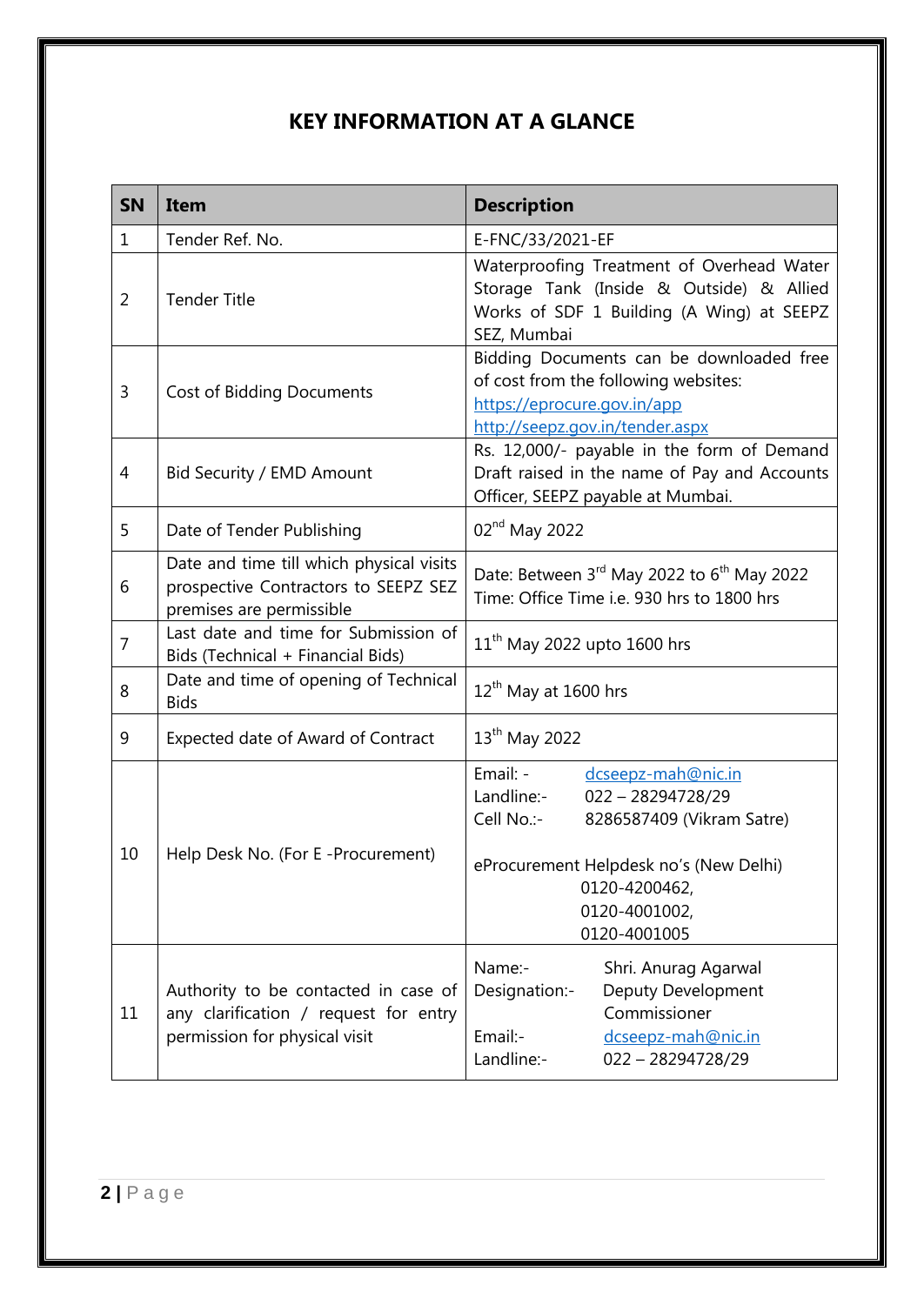# KEY INFORMATION AT A GLANCE

| SN | Item | Description |
|---|---|---|
| 1 | Tender Ref. No. | E-FNC/33/2021-EF |
| 2 | Tender Title | Waterproofing Treatment of Overhead Water Storage Tank (Inside & Outside) & Allied Works of SDF 1 Building (A Wing) at SEEPZ SEZ, Mumbai |
| 3 | Cost of Bidding Documents | Bidding Documents can be downloaded free of cost from the following websites: https://eprocure.gov.in/app http://seepz.gov.in/tender.aspx |
| 4 | Bid Security / EMD Amount | Rs. 12,000/- payable in the form of Demand Draft raised in the name of Pay and Accounts Officer, SEEPZ payable at Mumbai. |
| 5 | Date of Tender Publishing | 02nd May 2022 |
| 6 | Date and time till which physical visits prospective Contractors to SEEPZ SEZ premises are permissible | Date: Between 3rd May 2022 to 6th May 2022<br>Time: Office Time i.e. 930 hrs to 1800 hrs |
| 7 | Last date and time for Submission of Bids (Technical + Financial Bids) | 11th May 2022 upto 1600 hrs |
| 8 | Date and time of opening of Technical Bids | 12th May at 1600 hrs |
| 9 | Expected date of Award of Contract | 13th May 2022 |
| 10 | Help Desk No. (For E -Procurement) | Email: - dcseepz-mah@nic.in<br>Landline:- 022 – 28294728/29<br>Cell No.:- 8286587409 (Vikram Satre)<br><br>eProcurement Helpdesk no's (New Delhi)<br>0120-4200462,<br>0120-4001002,<br>0120-4001005 |
| 11 | Authority to be contacted in case of any clarification / request for entry permission for physical visit | Name:- Shri. Anurag Agarwal<br>Designation:- Deputy Development Commissioner<br><br>Email:- dcseepz-mah@nic.in<br>Landline:- 022 – 28294728/29 |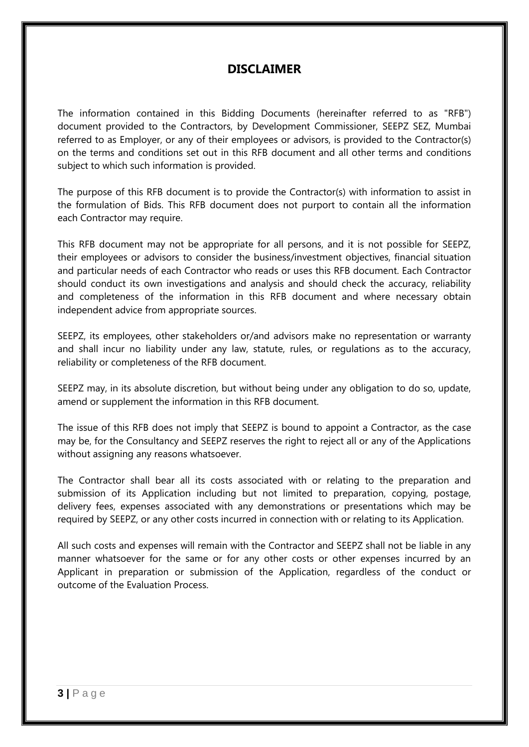# DISCLAIMER

The information contained in this Bidding Documents (hereinafter referred to as "RFB") document provided to the Contractors, by Development Commissioner, SEEPZ SEZ, Mumbai referred to as Employer, or any of their employees or advisors, is provided to the Contractor(s) on the terms and conditions set out in this RFB document and all other terms and conditions subject to which such information is provided.

The purpose of this RFB document is to provide the Contractor(s) with information to assist in the formulation of Bids. This RFB document does not purport to contain all the information each Contractor may require.

This RFB document may not be appropriate for all persons, and it is not possible for SEEPZ, their employees or advisors to consider the business/investment objectives, financial situation and particular needs of each Contractor who reads or uses this RFB document. Each Contractor should conduct its own investigations and analysis and should check the accuracy, reliability and completeness of the information in this RFB document and where necessary obtain independent advice from appropriate sources.

SEEPZ, its employees, other stakeholders or/and advisors make no representation or warranty and shall incur no liability under any law, statute, rules, or regulations as to the accuracy, reliability or completeness of the RFB document.

SEEPZ may, in its absolute discretion, but without being under any obligation to do so, update, amend or supplement the information in this RFB document.

The issue of this RFB does not imply that SEEPZ is bound to appoint a Contractor, as the case may be, for the Consultancy and SEEPZ reserves the right to reject all or any of the Applications without assigning any reasons whatsoever.

The Contractor shall bear all its costs associated with or relating to the preparation and submission of its Application including but not limited to preparation, copying, postage, delivery fees, expenses associated with any demonstrations or presentations which may be required by SEEPZ, or any other costs incurred in connection with or relating to its Application.

All such costs and expenses will remain with the Contractor and SEEPZ shall not be liable in any manner whatsoever for the same or for any other costs or other expenses incurred by an Applicant in preparation or submission of the Application, regardless of the conduct or outcome of the Evaluation Process.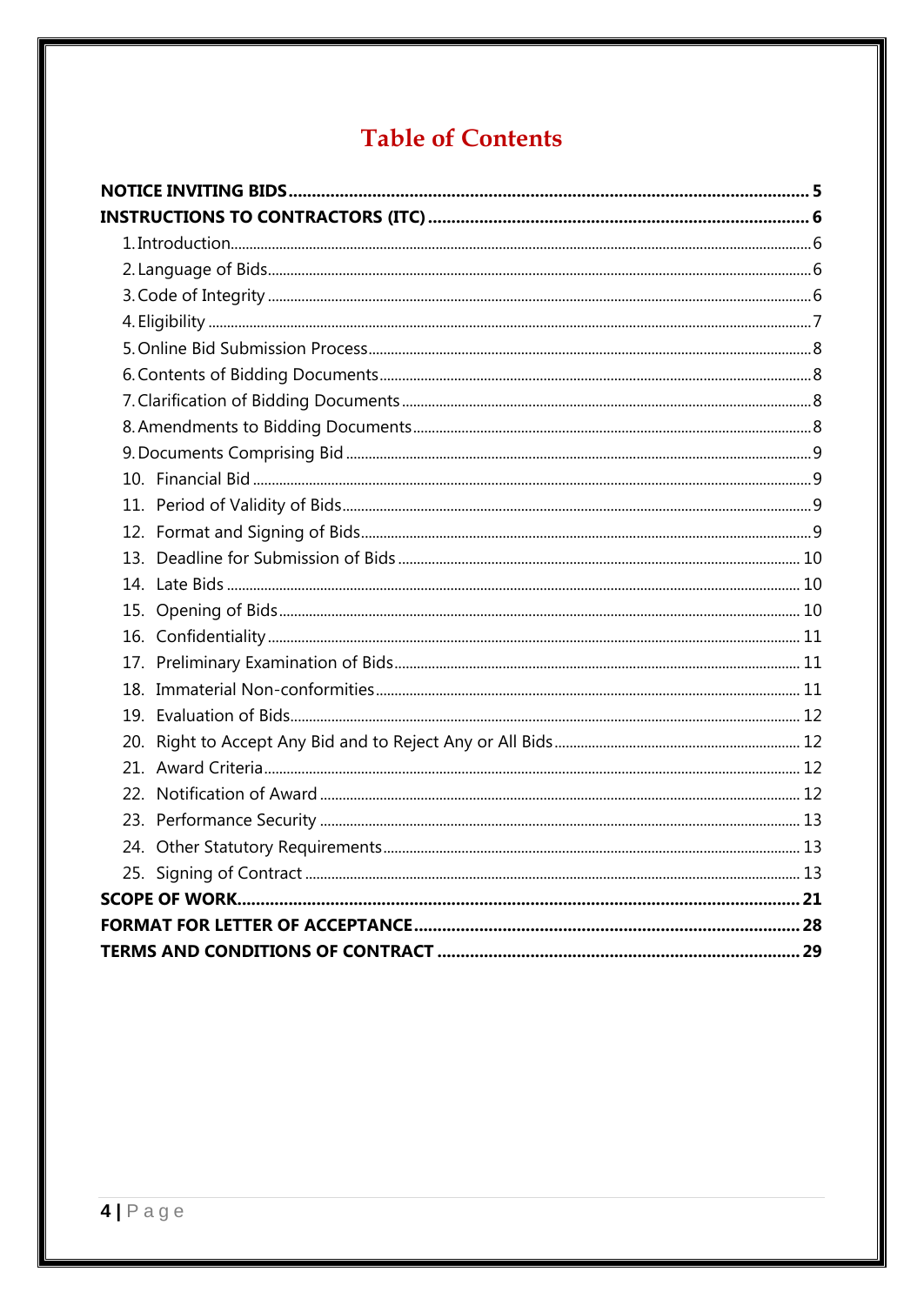# Table of Contents

**NOTICE INVITING BIDS** ........ **5**

**INSTRUCTIONS TO CONTRACTORS (ITC)** ........ **6**

- 1. Introduction ........ 6
- 2. Language of Bids ........ 6
- 3. Code of Integrity ........ 6
- 4. Eligibility ........ 7
- 5. Online Bid Submission Process ........ 8
- 6. Contents of Bidding Documents ........ 8
- 7. Clarification of Bidding Documents ........ 8
- 8. Amendments to Bidding Documents ........ 8
- 9. Documents Comprising Bid ........ 9
- 10. Financial Bid ........ 9
- 11. Period of Validity of Bids ........ 9
- 12. Format and Signing of Bids ........ 9
- 13. Deadline for Submission of Bids ........ 10
- 14. Late Bids ........ 10
- 15. Opening of Bids ........ 10
- 16. Confidentiality ........ 11
- 17. Preliminary Examination of Bids ........ 11
- 18. Immaterial Non-conformities ........ 11
- 19. Evaluation of Bids ........ 12
- 20. Right to Accept Any Bid and to Reject Any or All Bids ........ 12
- 21. Award Criteria ........ 12
- 22. Notification of Award ........ 12
- 23. Performance Security ........ 13
- 24. Other Statutory Requirements ........ 13
- 25. Signing of Contract ........ 13

**SCOPE OF WORK** ........ **21**

**FORMAT FOR LETTER OF ACCEPTANCE** ........ **28**

**TERMS AND CONDITIONS OF CONTRACT** ........ **29**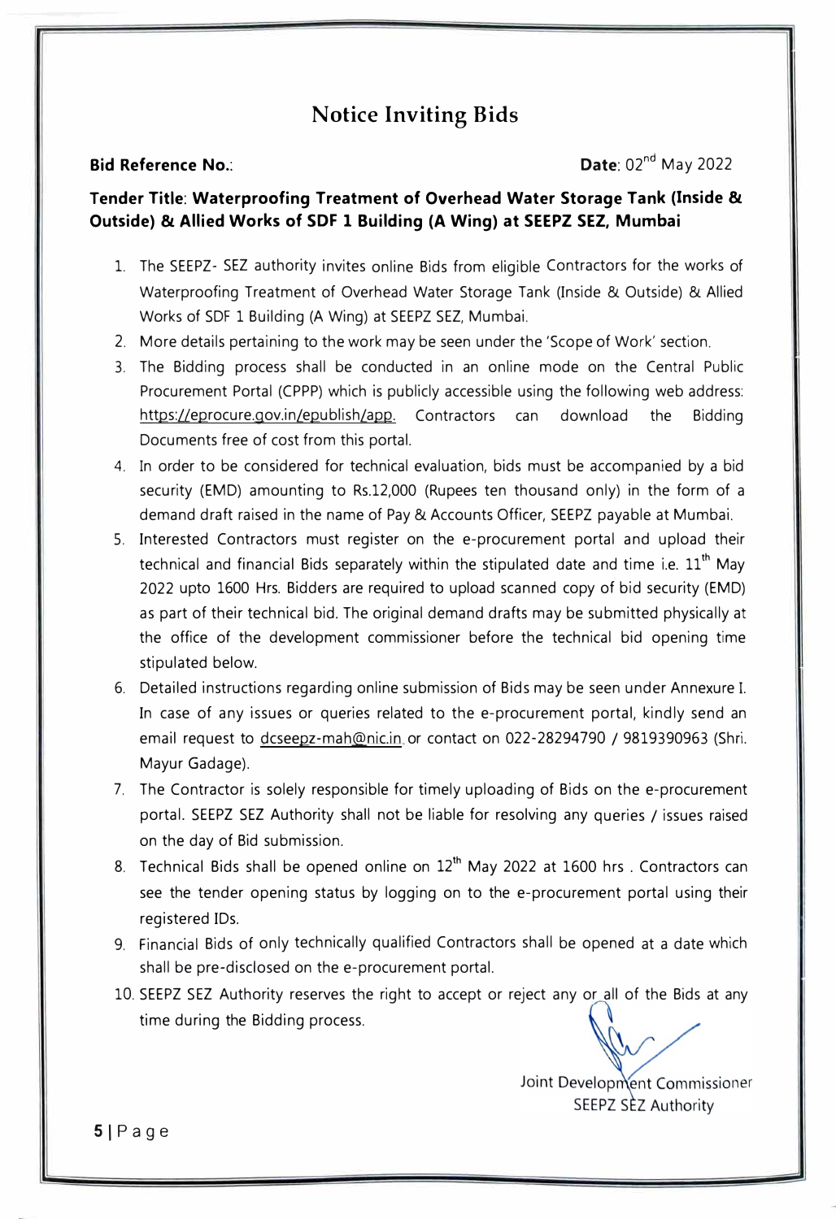# Notice Inviting Bids

**Bid Reference No.**: **Date**: 02nd May 2022

**Tender Title**: **Waterproofing Treatment of Overhead Water Storage Tank (Inside & Outside) & Allied Works of SDF 1 Building (A Wing) at SEEPZ SEZ, Mumbai**

1. The SEEPZ- SEZ authority invites online Bids from eligible Contractors for the works of Waterproofing Treatment of Overhead Water Storage Tank (Inside & Outside) & Allied Works of SDF 1 Building (A Wing) at SEEPZ SEZ, Mumbai.
2. More details pertaining to the work may be seen under the 'Scope of Work' section.
3. The Bidding process shall be conducted in an online mode on the Central Public Procurement Portal (CPPP) which is publicly accessible using the following web address: https://eprocure.gov.in/epublish/app. Contractors can download the Bidding Documents free of cost from this portal.
4. In order to be considered for technical evaluation, bids must be accompanied by a bid security (EMD) amounting to Rs.12,000 (Rupees ten thousand only) in the form of a demand draft raised in the name of Pay & Accounts Officer, SEEPZ payable at Mumbai.
5. Interested Contractors must register on the e-procurement portal and upload their technical and financial Bids separately within the stipulated date and time i.e. 11th May 2022 upto 1600 Hrs. Bidders are required to upload scanned copy of bid security (EMD) as part of their technical bid. The original demand drafts may be submitted physically at the office of the development commissioner before the technical bid opening time stipulated below.
6. Detailed instructions regarding online submission of Bids may be seen under Annexure I. In case of any issues or queries related to the e-procurement portal, kindly send an email request to dcseepz-mah@nic.in or contact on 022-28294790 / 9819390963 (Shri. Mayur Gadage).
7. The Contractor is solely responsible for timely uploading of Bids on the e-procurement portal. SEEPZ SEZ Authority shall not be liable for resolving any queries / issues raised on the day of Bid submission.
8. Technical Bids shall be opened online on 12th May 2022 at 1600 hrs . Contractors can see the tender opening status by logging on to the e-procurement portal using their registered IDs.
9. Financial Bids of only technically qualified Contractors shall be opened at a date which shall be pre-disclosed on the e-procurement portal.
10. SEEPZ SEZ Authority reserves the right to accept or reject any or all of the Bids at any time during the Bidding process.

Joint Development Commissioner
SEEPZ SEZ Authority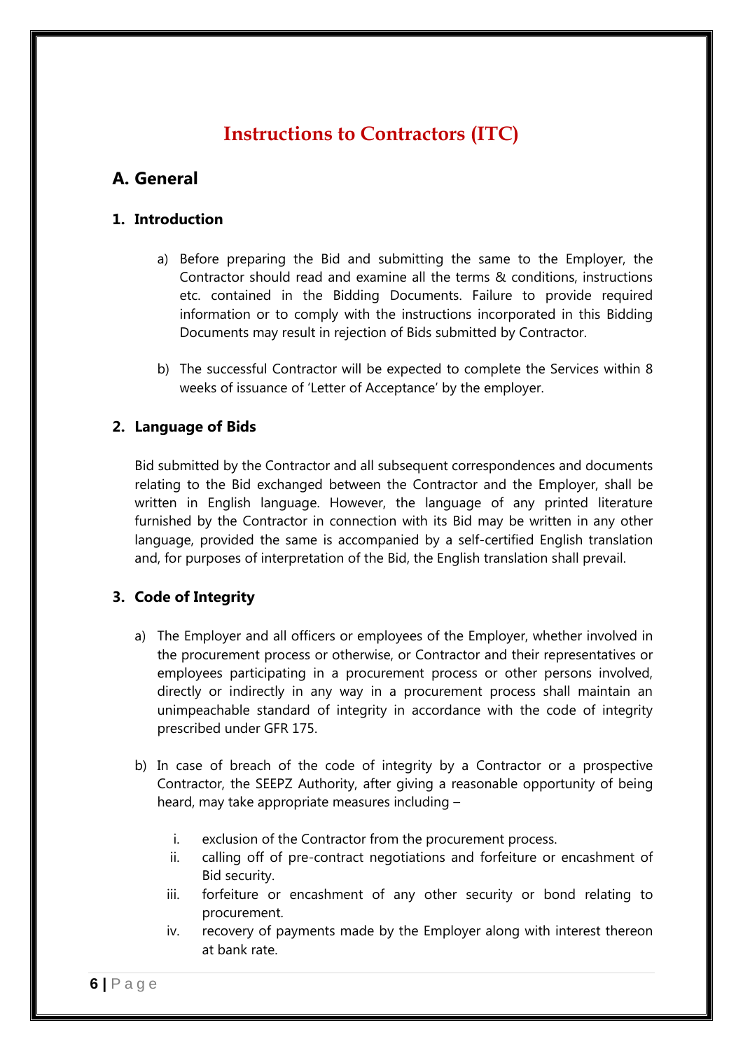# Instructions to Contractors (ITC)

## A. General

### 1. Introduction

a) Before preparing the Bid and submitting the same to the Employer, the Contractor should read and examine all the terms & conditions, instructions etc. contained in the Bidding Documents. Failure to provide required information or to comply with the instructions incorporated in this Bidding Documents may result in rejection of Bids submitted by Contractor.

b) The successful Contractor will be expected to complete the Services within 8 weeks of issuance of 'Letter of Acceptance' by the employer.

### 2. Language of Bids

Bid submitted by the Contractor and all subsequent correspondences and documents relating to the Bid exchanged between the Contractor and the Employer, shall be written in English language. However, the language of any printed literature furnished by the Contractor in connection with its Bid may be written in any other language, provided the same is accompanied by a self-certified English translation and, for purposes of interpretation of the Bid, the English translation shall prevail.

### 3. Code of Integrity

a) The Employer and all officers or employees of the Employer, whether involved in the procurement process or otherwise, or Contractor and their representatives or employees participating in a procurement process or other persons involved, directly or indirectly in any way in a procurement process shall maintain an unimpeachable standard of integrity in accordance with the code of integrity prescribed under GFR 175.

b) In case of breach of the code of integrity by a Contractor or a prospective Contractor, the SEEPZ Authority, after giving a reasonable opportunity of being heard, may take appropriate measures including –

   i. exclusion of the Contractor from the procurement process.
   ii. calling off of pre-contract negotiations and forfeiture or encashment of Bid security.
   iii. forfeiture or encashment of any other security or bond relating to procurement.
   iv. recovery of payments made by the Employer along with interest thereon at bank rate.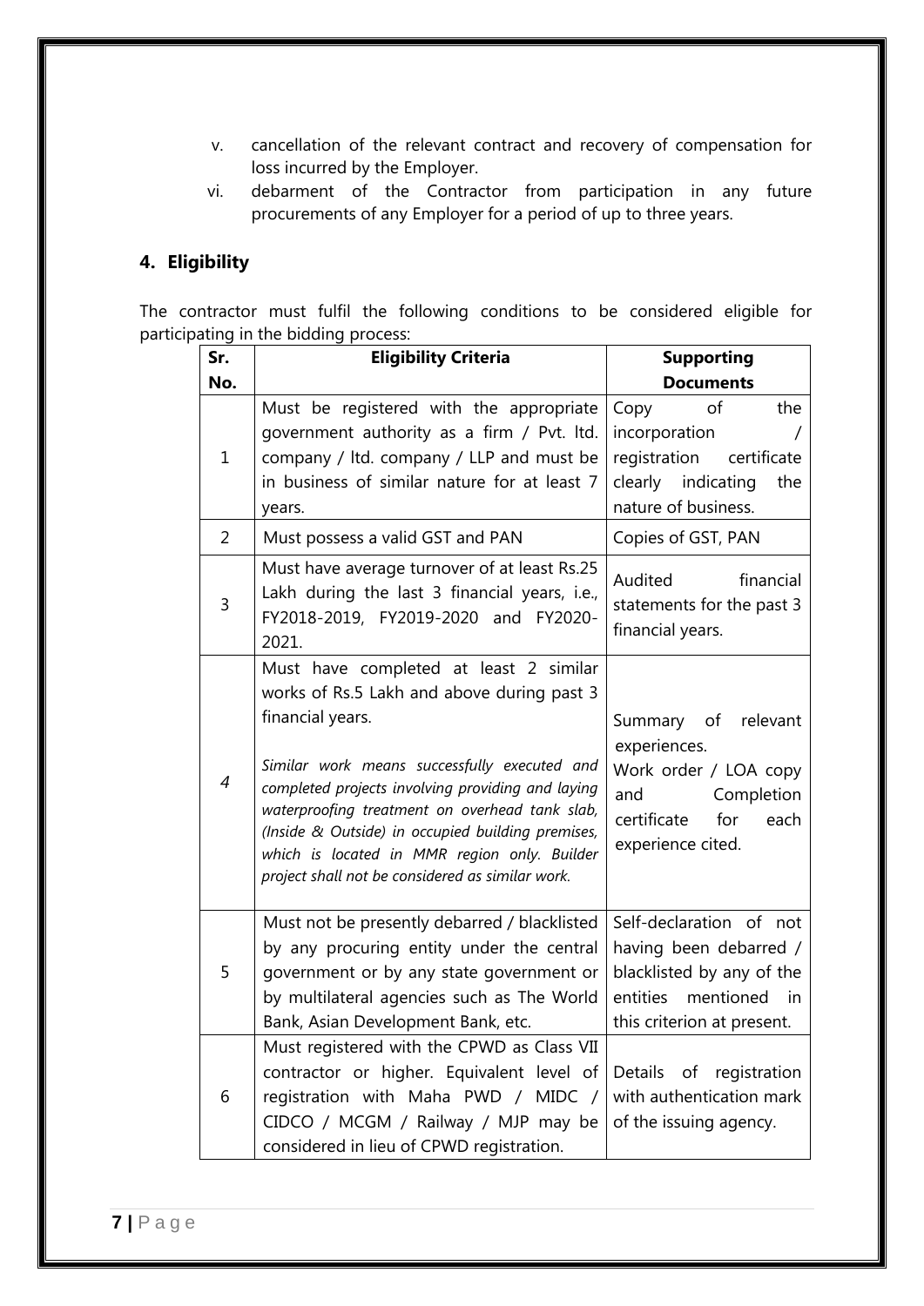v. cancellation of the relevant contract and recovery of compensation for loss incurred by the Employer.
vi. debarment of the Contractor from participation in any future procurements of any Employer for a period of up to three years.

## 4. Eligibility

The contractor must fulfil the following conditions to be considered eligible for participating in the bidding process:

| Sr. No. | Eligibility Criteria | Supporting Documents |
|---|---|---|
| 1 | Must be registered with the appropriate government authority as a firm / Pvt. ltd. company / ltd. company / LLP and must be in business of similar nature for at least 7 years. | Copy of the incorporation / registration certificate clearly indicating the nature of business. |
| 2 | Must possess a valid GST and PAN | Copies of GST, PAN |
| 3 | Must have average turnover of at least Rs.25 Lakh during the last 3 financial years, i.e., FY2018-2019, FY2019-2020 and FY2020-2021. | Audited financial statements for the past 3 financial years. |
| *4* | Must have completed at least 2 similar works of Rs.5 Lakh and above during past 3 financial years.<br><br>*Similar work means successfully executed and completed projects involving providing and laying waterproofing treatment on overhead tank slab, (Inside & Outside) in occupied building premises, which is located in MMR region only. Builder project shall not be considered as similar work.* | Summary of relevant experiences.<br>Work order / LOA copy and Completion certificate for each experience cited. |
| 5 | Must not be presently debarred / blacklisted by any procuring entity under the central government or by any state government or by multilateral agencies such as The World Bank, Asian Development Bank, etc. | Self-declaration of not having been debarred / blacklisted by any of the entities mentioned in this criterion at present. |
| 6 | Must registered with the CPWD as Class VII contractor or higher. Equivalent level of registration with Maha PWD / MIDC / CIDCO / MCGM / Railway / MJP may be considered in lieu of CPWD registration. | Details of registration with authentication mark of the issuing agency. |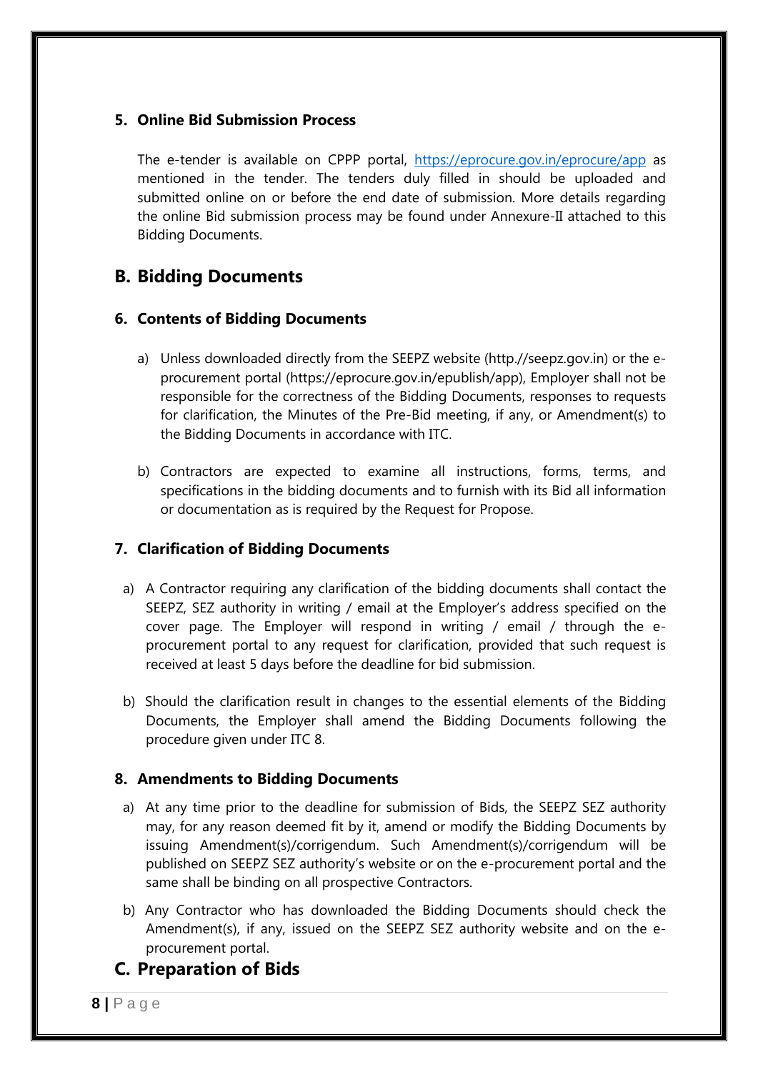### 5. Online Bid Submission Process

The e-tender is available on CPPP portal, https://eprocure.gov.in/eprocure/app as mentioned in the tender. The tenders duly filled in should be uploaded and submitted online on or before the end date of submission. More details regarding the online Bid submission process may be found under Annexure-II attached to this Bidding Documents.

## B. Bidding Documents

### 6. Contents of Bidding Documents

a) Unless downloaded directly from the SEEPZ website (http.//seepz.gov.in) or the e-procurement portal (https://eprocure.gov.in/epublish/app), Employer shall not be responsible for the correctness of the Bidding Documents, responses to requests for clarification, the Minutes of the Pre-Bid meeting, if any, or Amendment(s) to the Bidding Documents in accordance with ITC.

b) Contractors are expected to examine all instructions, forms, terms, and specifications in the bidding documents and to furnish with its Bid all information or documentation as is required by the Request for Propose.

### 7. Clarification of Bidding Documents

a) A Contractor requiring any clarification of the bidding documents shall contact the SEEPZ, SEZ authority in writing / email at the Employer's address specified on the cover page. The Employer will respond in writing / email / through the e-procurement portal to any request for clarification, provided that such request is received at least 5 days before the deadline for bid submission.

b) Should the clarification result in changes to the essential elements of the Bidding Documents, the Employer shall amend the Bidding Documents following the procedure given under ITC 8.

### 8. Amendments to Bidding Documents

a) At any time prior to the deadline for submission of Bids, the SEEPZ SEZ authority may, for any reason deemed fit by it, amend or modify the Bidding Documents by issuing Amendment(s)/corrigendum. Such Amendment(s)/corrigendum will be published on SEEPZ SEZ authority's website or on the e-procurement portal and the same shall be binding on all prospective Contractors.

b) Any Contractor who has downloaded the Bidding Documents should check the Amendment(s), if any, issued on the SEEPZ SEZ authority website and on the e-procurement portal.

## C. Preparation of Bids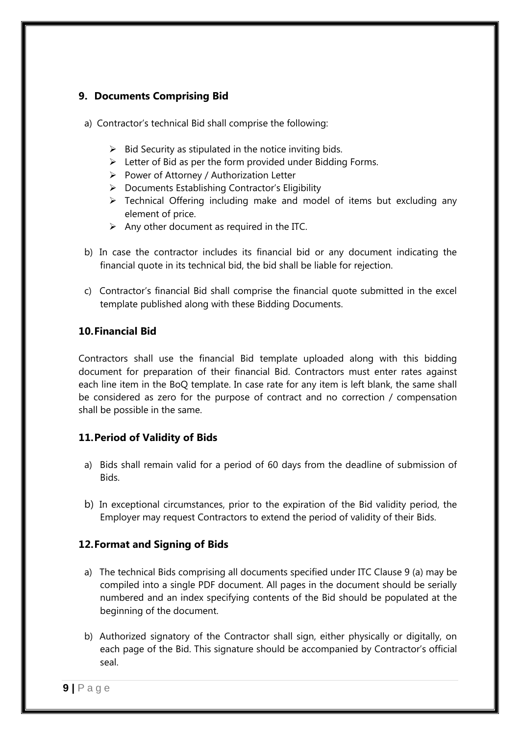## 9. Documents Comprising Bid

a) Contractor's technical Bid shall comprise the following:

- Bid Security as stipulated in the notice inviting bids.
- Letter of Bid as per the form provided under Bidding Forms.
- Power of Attorney / Authorization Letter
- Documents Establishing Contractor's Eligibility
- Technical Offering including make and model of items but excluding any element of price.
- Any other document as required in the ITC.

b) In case the contractor includes its financial bid or any document indicating the financial quote in its technical bid, the bid shall be liable for rejection.

c) Contractor's financial Bid shall comprise the financial quote submitted in the excel template published along with these Bidding Documents.

## 10. Financial Bid

Contractors shall use the financial Bid template uploaded along with this bidding document for preparation of their financial Bid. Contractors must enter rates against each line item in the BoQ template. In case rate for any item is left blank, the same shall be considered as zero for the purpose of contract and no correction / compensation shall be possible in the same.

## 11. Period of Validity of Bids

a) Bids shall remain valid for a period of 60 days from the deadline of submission of Bids.

b) In exceptional circumstances, prior to the expiration of the Bid validity period, the Employer may request Contractors to extend the period of validity of their Bids.

## 12. Format and Signing of Bids

a) The technical Bids comprising all documents specified under ITC Clause 9 (a) may be compiled into a single PDF document. All pages in the document should be serially numbered and an index specifying contents of the Bid should be populated at the beginning of the document.

b) Authorized signatory of the Contractor shall sign, either physically or digitally, on each page of the Bid. This signature should be accompanied by Contractor's official seal.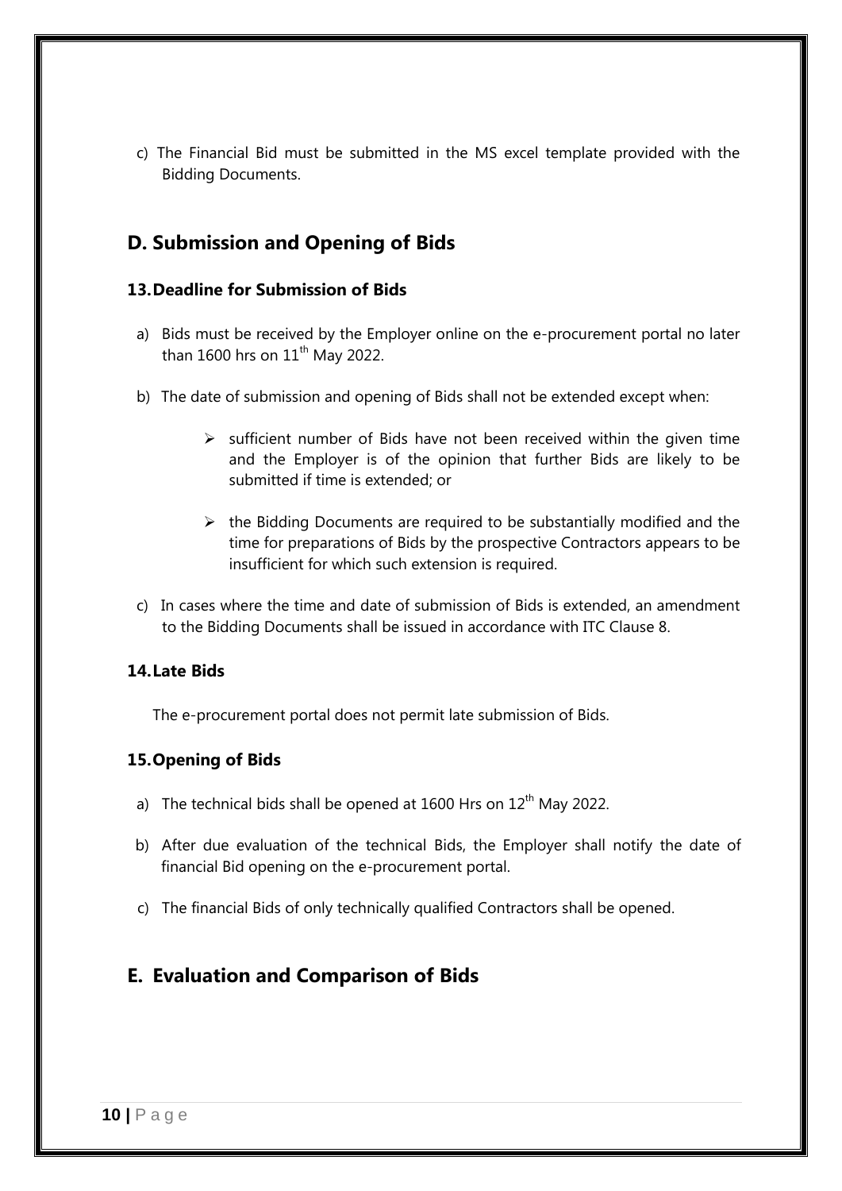c) The Financial Bid must be submitted in the MS excel template provided with the Bidding Documents.

## D. Submission and Opening of Bids

### 13. Deadline for Submission of Bids

a) Bids must be received by the Employer online on the e-procurement portal no later than 1600 hrs on 11th May 2022.

b) The date of submission and opening of Bids shall not be extended except when:

   - sufficient number of Bids have not been received within the given time and the Employer is of the opinion that further Bids are likely to be submitted if time is extended; or

   - the Bidding Documents are required to be substantially modified and the time for preparations of Bids by the prospective Contractors appears to be insufficient for which such extension is required.

c) In cases where the time and date of submission of Bids is extended, an amendment to the Bidding Documents shall be issued in accordance with ITC Clause 8.

### 14. Late Bids

The e-procurement portal does not permit late submission of Bids.

### 15. Opening of Bids

a) The technical bids shall be opened at 1600 Hrs on 12th May 2022.

b) After due evaluation of the technical Bids, the Employer shall notify the date of financial Bid opening on the e-procurement portal.

c) The financial Bids of only technically qualified Contractors shall be opened.

## E. Evaluation and Comparison of Bids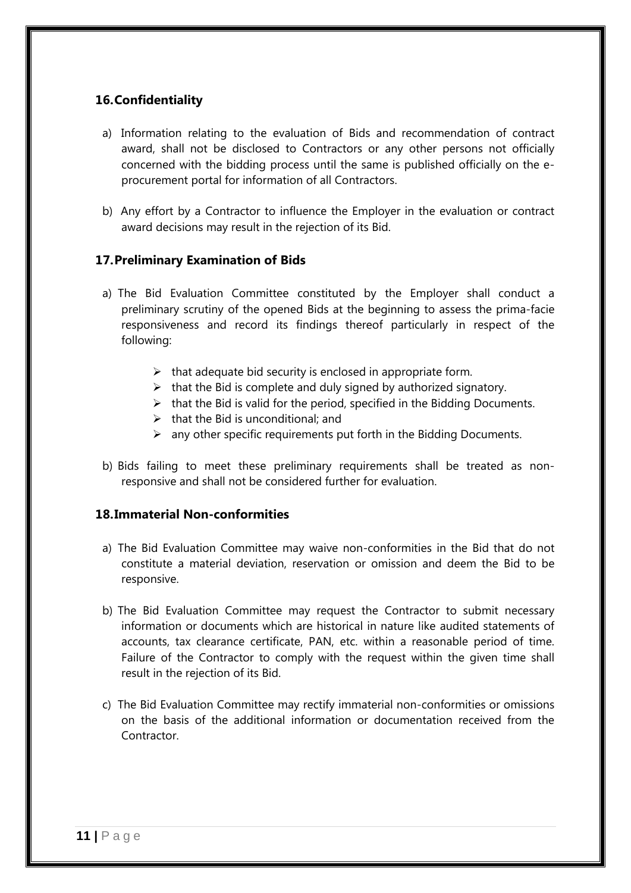## 16. Confidentiality

a) Information relating to the evaluation of Bids and recommendation of contract award, shall not be disclosed to Contractors or any other persons not officially concerned with the bidding process until the same is published officially on the e-procurement portal for information of all Contractors.

b) Any effort by a Contractor to influence the Employer in the evaluation or contract award decisions may result in the rejection of its Bid.

## 17. Preliminary Examination of Bids

a) The Bid Evaluation Committee constituted by the Employer shall conduct a preliminary scrutiny of the opened Bids at the beginning to assess the prima-facie responsiveness and record its findings thereof particularly in respect of the following:

- that adequate bid security is enclosed in appropriate form.
- that the Bid is complete and duly signed by authorized signatory.
- that the Bid is valid for the period, specified in the Bidding Documents.
- that the Bid is unconditional; and
- any other specific requirements put forth in the Bidding Documents.

b) Bids failing to meet these preliminary requirements shall be treated as non-responsive and shall not be considered further for evaluation.

## 18. Immaterial Non-conformities

a) The Bid Evaluation Committee may waive non-conformities in the Bid that do not constitute a material deviation, reservation or omission and deem the Bid to be responsive.

b) The Bid Evaluation Committee may request the Contractor to submit necessary information or documents which are historical in nature like audited statements of accounts, tax clearance certificate, PAN, etc. within a reasonable period of time. Failure of the Contractor to comply with the request within the given time shall result in the rejection of its Bid.

c) The Bid Evaluation Committee may rectify immaterial non-conformities or omissions on the basis of the additional information or documentation received from the Contractor.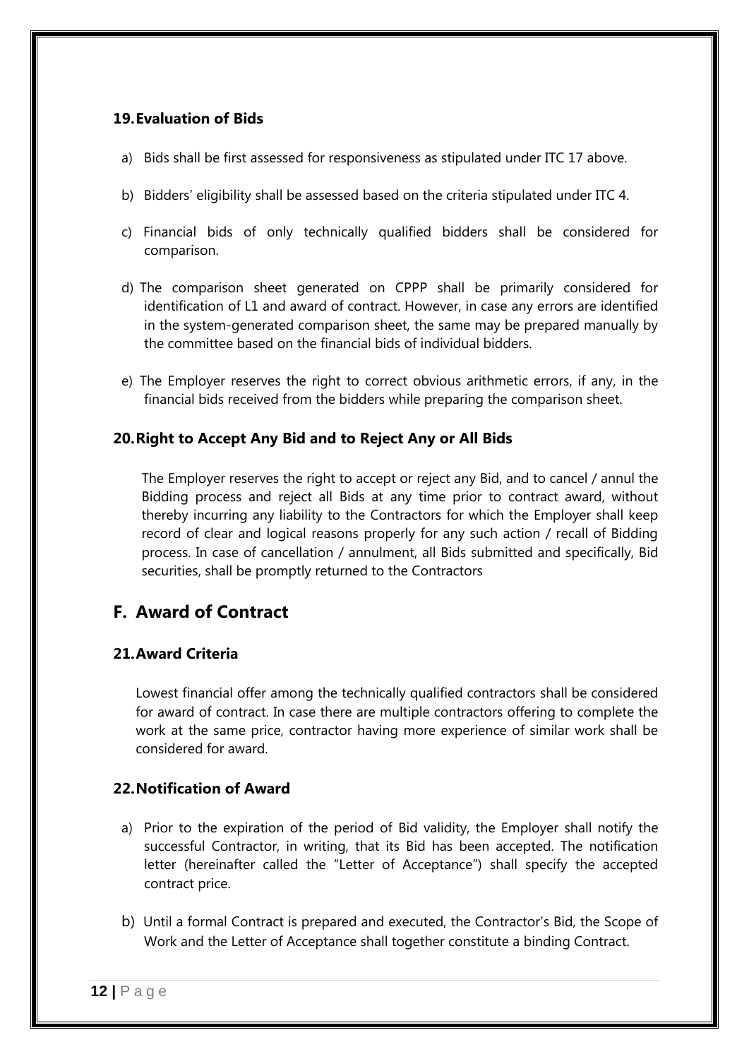### 19. Evaluation of Bids

a) Bids shall be first assessed for responsiveness as stipulated under ITC 17 above.

b) Bidders' eligibility shall be assessed based on the criteria stipulated under ITC 4.

c) Financial bids of only technically qualified bidders shall be considered for comparison.

d) The comparison sheet generated on CPPP shall be primarily considered for identification of L1 and award of contract. However, in case any errors are identified in the system-generated comparison sheet, the same may be prepared manually by the committee based on the financial bids of individual bidders.

e) The Employer reserves the right to correct obvious arithmetic errors, if any, in the financial bids received from the bidders while preparing the comparison sheet.

### 20. Right to Accept Any Bid and to Reject Any or All Bids

The Employer reserves the right to accept or reject any Bid, and to cancel / annul the Bidding process and reject all Bids at any time prior to contract award, without thereby incurring any liability to the Contractors for which the Employer shall keep record of clear and logical reasons properly for any such action / recall of Bidding process. In case of cancellation / annulment, all Bids submitted and specifically, Bid securities, shall be promptly returned to the Contractors

## F. Award of Contract

### 21. Award Criteria

Lowest financial offer among the technically qualified contractors shall be considered for award of contract. In case there are multiple contractors offering to complete the work at the same price, contractor having more experience of similar work shall be considered for award.

### 22. Notification of Award

a) Prior to the expiration of the period of Bid validity, the Employer shall notify the successful Contractor, in writing, that its Bid has been accepted. The notification letter (hereinafter called the "Letter of Acceptance") shall specify the accepted contract price.

b) Until a formal Contract is prepared and executed, the Contractor's Bid, the Scope of Work and the Letter of Acceptance shall together constitute a binding Contract.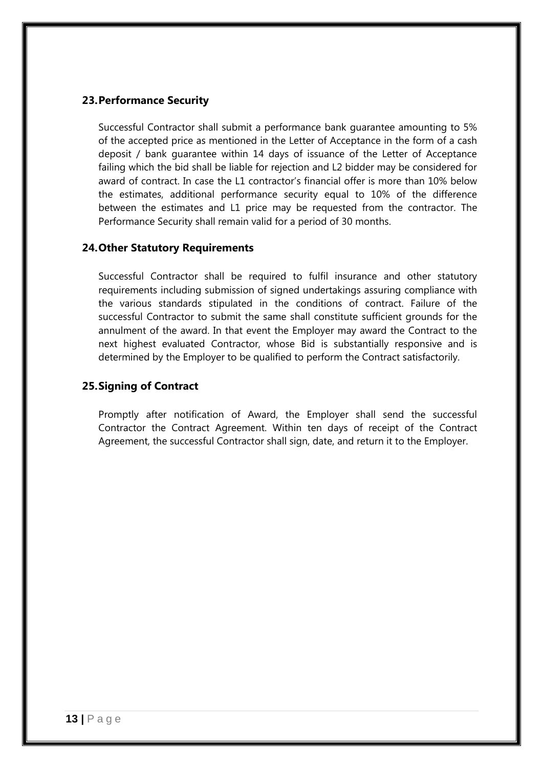## 23. Performance Security

Successful Contractor shall submit a performance bank guarantee amounting to 5% of the accepted price as mentioned in the Letter of Acceptance in the form of a cash deposit / bank guarantee within 14 days of issuance of the Letter of Acceptance failing which the bid shall be liable for rejection and L2 bidder may be considered for award of contract. In case the L1 contractor's financial offer is more than 10% below the estimates, additional performance security equal to 10% of the difference between the estimates and L1 price may be requested from the contractor. The Performance Security shall remain valid for a period of 30 months.

## 24. Other Statutory Requirements

Successful Contractor shall be required to fulfil insurance and other statutory requirements including submission of signed undertakings assuring compliance with the various standards stipulated in the conditions of contract. Failure of the successful Contractor to submit the same shall constitute sufficient grounds for the annulment of the award. In that event the Employer may award the Contract to the next highest evaluated Contractor, whose Bid is substantially responsive and is determined by the Employer to be qualified to perform the Contract satisfactorily.

## 25. Signing of Contract

Promptly after notification of Award, the Employer shall send the successful Contractor the Contract Agreement. Within ten days of receipt of the Contract Agreement, the successful Contractor shall sign, date, and return it to the Employer.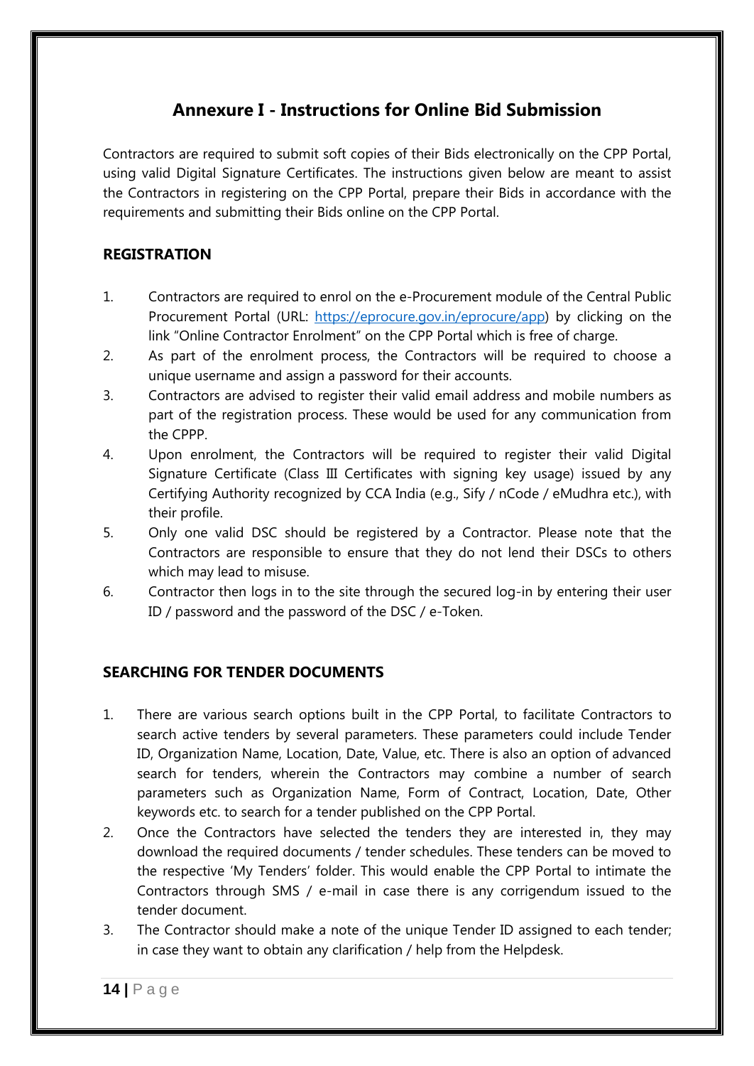# Annexure I - Instructions for Online Bid Submission

Contractors are required to submit soft copies of their Bids electronically on the CPP Portal, using valid Digital Signature Certificates. The instructions given below are meant to assist the Contractors in registering on the CPP Portal, prepare their Bids in accordance with the requirements and submitting their Bids online on the CPP Portal.

## REGISTRATION

1. Contractors are required to enrol on the e-Procurement module of the Central Public Procurement Portal (URL: https://eprocure.gov.in/eprocure/app) by clicking on the link "Online Contractor Enrolment" on the CPP Portal which is free of charge.
2. As part of the enrolment process, the Contractors will be required to choose a unique username and assign a password for their accounts.
3. Contractors are advised to register their valid email address and mobile numbers as part of the registration process. These would be used for any communication from the CPPP.
4. Upon enrolment, the Contractors will be required to register their valid Digital Signature Certificate (Class III Certificates with signing key usage) issued by any Certifying Authority recognized by CCA India (e.g., Sify / nCode / eMudhra etc.), with their profile.
5. Only one valid DSC should be registered by a Contractor. Please note that the Contractors are responsible to ensure that they do not lend their DSCs to others which may lead to misuse.
6. Contractor then logs in to the site through the secured log-in by entering their user ID / password and the password of the DSC / e-Token.

## SEARCHING FOR TENDER DOCUMENTS

1. There are various search options built in the CPP Portal, to facilitate Contractors to search active tenders by several parameters. These parameters could include Tender ID, Organization Name, Location, Date, Value, etc. There is also an option of advanced search for tenders, wherein the Contractors may combine a number of search parameters such as Organization Name, Form of Contract, Location, Date, Other keywords etc. to search for a tender published on the CPP Portal.
2. Once the Contractors have selected the tenders they are interested in, they may download the required documents / tender schedules. These tenders can be moved to the respective 'My Tenders' folder. This would enable the CPP Portal to intimate the Contractors through SMS / e-mail in case there is any corrigendum issued to the tender document.
3. The Contractor should make a note of the unique Tender ID assigned to each tender; in case they want to obtain any clarification / help from the Helpdesk.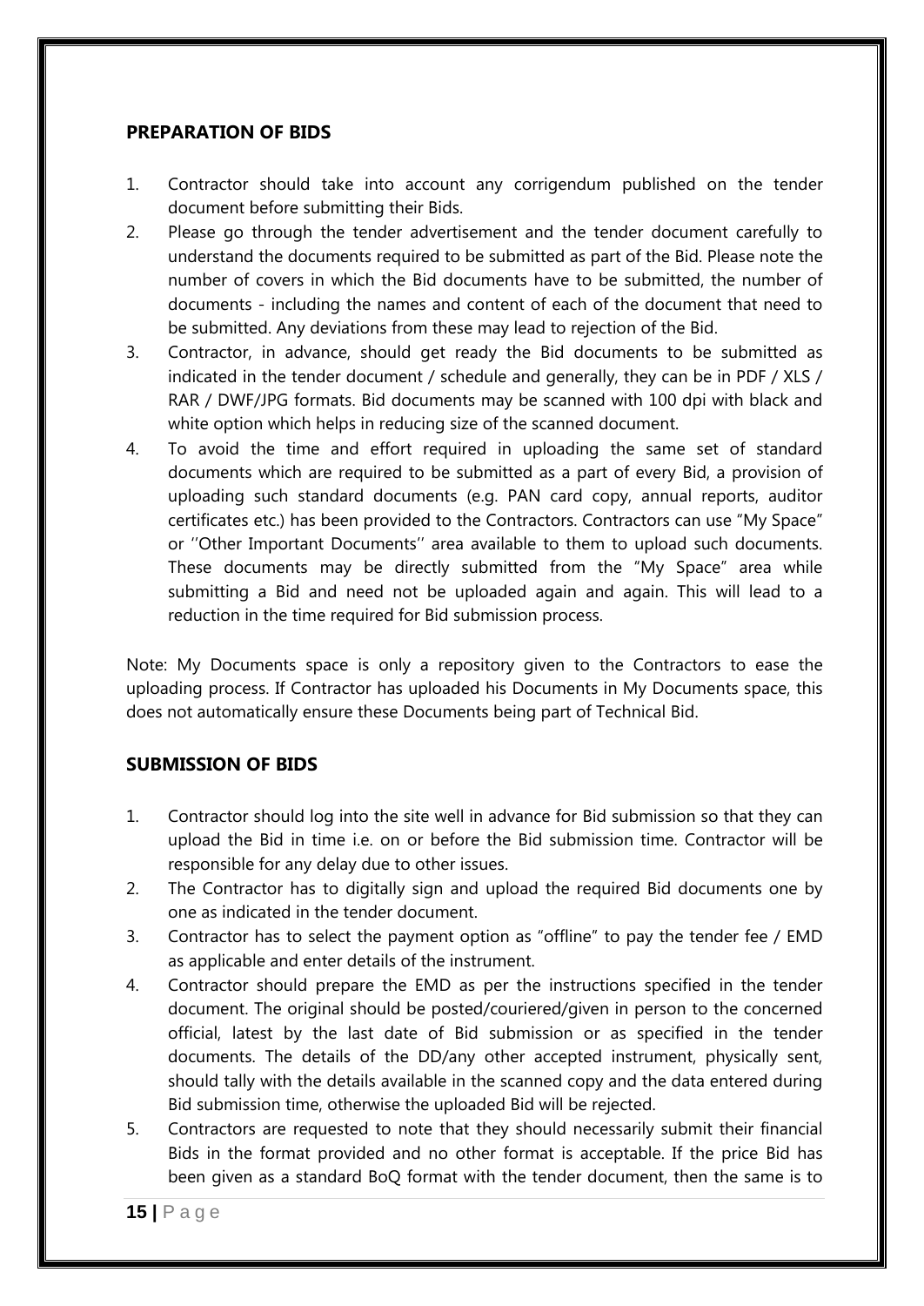## PREPARATION OF BIDS

1. Contractor should take into account any corrigendum published on the tender document before submitting their Bids.
2. Please go through the tender advertisement and the tender document carefully to understand the documents required to be submitted as part of the Bid. Please note the number of covers in which the Bid documents have to be submitted, the number of documents - including the names and content of each of the document that need to be submitted. Any deviations from these may lead to rejection of the Bid.
3. Contractor, in advance, should get ready the Bid documents to be submitted as indicated in the tender document / schedule and generally, they can be in PDF / XLS / RAR / DWF/JPG formats. Bid documents may be scanned with 100 dpi with black and white option which helps in reducing size of the scanned document.
4. To avoid the time and effort required in uploading the same set of standard documents which are required to be submitted as a part of every Bid, a provision of uploading such standard documents (e.g. PAN card copy, annual reports, auditor certificates etc.) has been provided to the Contractors. Contractors can use "My Space" or ''Other Important Documents'' area available to them to upload such documents. These documents may be directly submitted from the "My Space" area while submitting a Bid and need not be uploaded again and again. This will lead to a reduction in the time required for Bid submission process.

Note: My Documents space is only a repository given to the Contractors to ease the uploading process. If Contractor has uploaded his Documents in My Documents space, this does not automatically ensure these Documents being part of Technical Bid.

## SUBMISSION OF BIDS

1. Contractor should log into the site well in advance for Bid submission so that they can upload the Bid in time i.e. on or before the Bid submission time. Contractor will be responsible for any delay due to other issues.
2. The Contractor has to digitally sign and upload the required Bid documents one by one as indicated in the tender document.
3. Contractor has to select the payment option as "offline" to pay the tender fee / EMD as applicable and enter details of the instrument.
4. Contractor should prepare the EMD as per the instructions specified in the tender document. The original should be posted/couriered/given in person to the concerned official, latest by the last date of Bid submission or as specified in the tender documents. The details of the DD/any other accepted instrument, physically sent, should tally with the details available in the scanned copy and the data entered during Bid submission time, otherwise the uploaded Bid will be rejected.
5. Contractors are requested to note that they should necessarily submit their financial Bids in the format provided and no other format is acceptable. If the price Bid has been given as a standard BoQ format with the tender document, then the same is to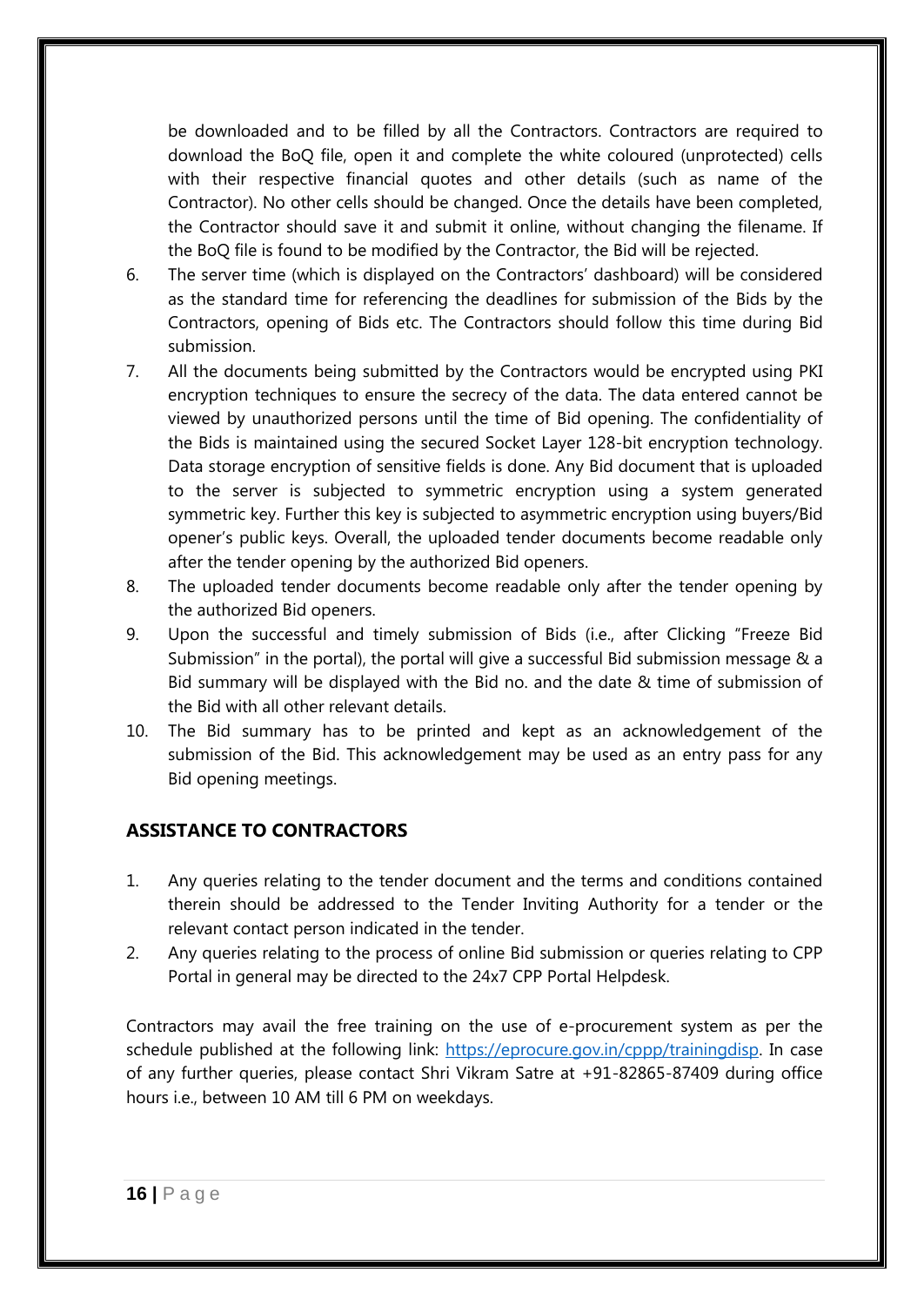be downloaded and to be filled by all the Contractors. Contractors are required to download the BoQ file, open it and complete the white coloured (unprotected) cells with their respective financial quotes and other details (such as name of the Contractor). No other cells should be changed. Once the details have been completed, the Contractor should save it and submit it online, without changing the filename. If the BoQ file is found to be modified by the Contractor, the Bid will be rejected.

6. The server time (which is displayed on the Contractors' dashboard) will be considered as the standard time for referencing the deadlines for submission of the Bids by the Contractors, opening of Bids etc. The Contractors should follow this time during Bid submission.
7. All the documents being submitted by the Contractors would be encrypted using PKI encryption techniques to ensure the secrecy of the data. The data entered cannot be viewed by unauthorized persons until the time of Bid opening. The confidentiality of the Bids is maintained using the secured Socket Layer 128-bit encryption technology. Data storage encryption of sensitive fields is done. Any Bid document that is uploaded to the server is subjected to symmetric encryption using a system generated symmetric key. Further this key is subjected to asymmetric encryption using buyers/Bid opener's public keys. Overall, the uploaded tender documents become readable only after the tender opening by the authorized Bid openers.
8. The uploaded tender documents become readable only after the tender opening by the authorized Bid openers.
9. Upon the successful and timely submission of Bids (i.e., after Clicking "Freeze Bid Submission" in the portal), the portal will give a successful Bid submission message & a Bid summary will be displayed with the Bid no. and the date & time of submission of the Bid with all other relevant details.
10. The Bid summary has to be printed and kept as an acknowledgement of the submission of the Bid. This acknowledgement may be used as an entry pass for any Bid opening meetings.

## ASSISTANCE TO CONTRACTORS

1. Any queries relating to the tender document and the terms and conditions contained therein should be addressed to the Tender Inviting Authority for a tender or the relevant contact person indicated in the tender.
2. Any queries relating to the process of online Bid submission or queries relating to CPP Portal in general may be directed to the 24x7 CPP Portal Helpdesk.

Contractors may avail the free training on the use of e-procurement system as per the schedule published at the following link: https://eprocure.gov.in/cppp/trainingdisp. In case of any further queries, please contact Shri Vikram Satre at +91-82865-87409 during office hours i.e., between 10 AM till 6 PM on weekdays.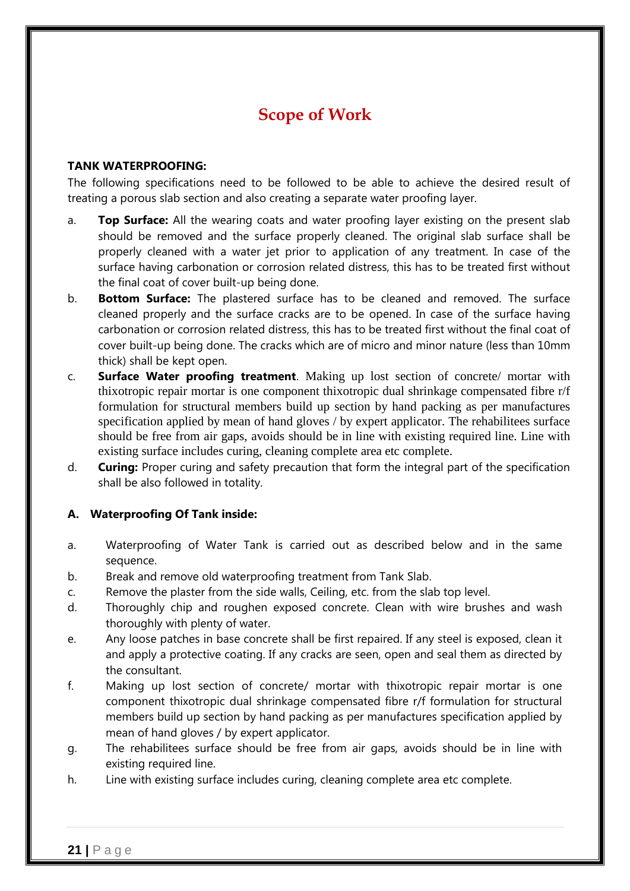# Scope of Work

**TANK WATERPROOFING:**

The following specifications need to be followed to be able to achieve the desired result of treating a porous slab section and also creating a separate water proofing layer.

a. **Top Surface:** All the wearing coats and water proofing layer existing on the present slab should be removed and the surface properly cleaned. The original slab surface shall be properly cleaned with a water jet prior to application of any treatment. In case of the surface having carbonation or corrosion related distress, this has to be treated first without the final coat of cover built-up being done.

b. **Bottom Surface:** The plastered surface has to be cleaned and removed. The surface cleaned properly and the surface cracks are to be opened. In case of the surface having carbonation or corrosion related distress, this has to be treated first without the final coat of cover built-up being done. The cracks which are of micro and minor nature (less than 10mm thick) shall be kept open.

c. **Surface Water proofing treatment**. Making up lost section of concrete/ mortar with thixotropic repair mortar is one component thixotropic dual shrinkage compensated fibre r/f formulation for structural members build up section by hand packing as per manufactures specification applied by mean of hand gloves / by expert applicator. The rehabilitees surface should be free from air gaps, avoids should be in line with existing required line. Line with existing surface includes curing, cleaning complete area etc complete.

d. **Curing:** Proper curing and safety precaution that form the integral part of the specification shall be also followed in totality.

**A. Waterproofing Of Tank inside:**

a. Waterproofing of Water Tank is carried out as described below and in the same sequence.

b. Break and remove old waterproofing treatment from Tank Slab.

c. Remove the plaster from the side walls, Ceiling, etc. from the slab top level.

d. Thoroughly chip and roughen exposed concrete. Clean with wire brushes and wash thoroughly with plenty of water.

e. Any loose patches in base concrete shall be first repaired. If any steel is exposed, clean it and apply a protective coating. If any cracks are seen, open and seal them as directed by the consultant.

f. Making up lost section of concrete/ mortar with thixotropic repair mortar is one component thixotropic dual shrinkage compensated fibre r/f formulation for structural members build up section by hand packing as per manufactures specification applied by mean of hand gloves / by expert applicator.

g. The rehabilitees surface should be free from air gaps, avoids should be in line with existing required line.

h. Line with existing surface includes curing, cleaning complete area etc complete.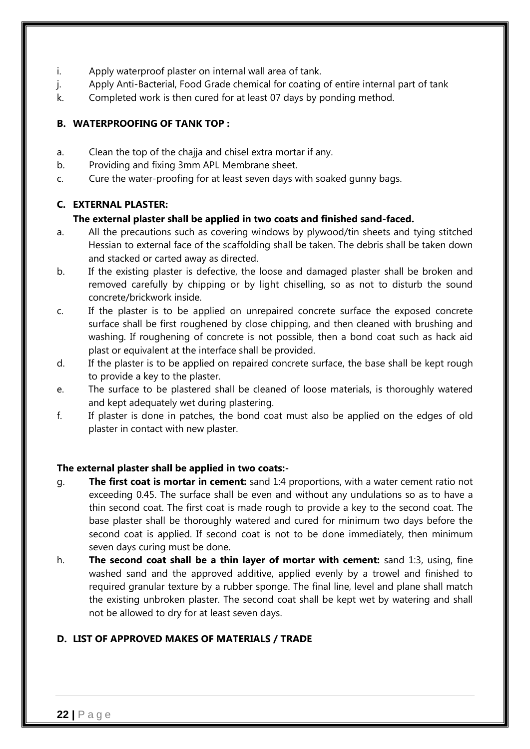i. Apply waterproof plaster on internal wall area of tank.

j. Apply Anti-Bacterial, Food Grade chemical for coating of entire internal part of tank

k. Completed work is then cured for at least 07 days by ponding method.

### B. WATERPROOFING OF TANK TOP :

a. Clean the top of the chajja and chisel extra mortar if any.

b. Providing and fixing 3mm APL Membrane sheet.

c. Cure the water-proofing for at least seven days with soaked gunny bags.

### C. EXTERNAL PLASTER:

**The external plaster shall be applied in two coats and finished sand-faced.**

a. All the precautions such as covering windows by plywood/tin sheets and tying stitched Hessian to external face of the scaffolding shall be taken. The debris shall be taken down and stacked or carted away as directed.

b. If the existing plaster is defective, the loose and damaged plaster shall be broken and removed carefully by chipping or by light chiselling, so as not to disturb the sound concrete/brickwork inside.

c. If the plaster is to be applied on unrepaired concrete surface the exposed concrete surface shall be first roughened by close chipping, and then cleaned with brushing and washing. If roughening of concrete is not possible, then a bond coat such as hack aid plast or equivalent at the interface shall be provided.

d. If the plaster is to be applied on repaired concrete surface, the base shall be kept rough to provide a key to the plaster.

e. The surface to be plastered shall be cleaned of loose materials, is thoroughly watered and kept adequately wet during plastering.

f. If plaster is done in patches, the bond coat must also be applied on the edges of old plaster in contact with new plaster.

**The external plaster shall be applied in two coats:-**

g. **The first coat is mortar in cement:** sand 1:4 proportions, with a water cement ratio not exceeding 0.45. The surface shall be even and without any undulations so as to have a thin second coat. The first coat is made rough to provide a key to the second coat. The base plaster shall be thoroughly watered and cured for minimum two days before the second coat is applied. If second coat is not to be done immediately, then minimum seven days curing must be done.

h. **The second coat shall be a thin layer of mortar with cement:** sand 1:3, using, fine washed sand and the approved additive, applied evenly by a trowel and finished to required granular texture by a rubber sponge. The final line, level and plane shall match the existing unbroken plaster. The second coat shall be kept wet by watering and shall not be allowed to dry for at least seven days.

### D. LIST OF APPROVED MAKES OF MATERIALS / TRADE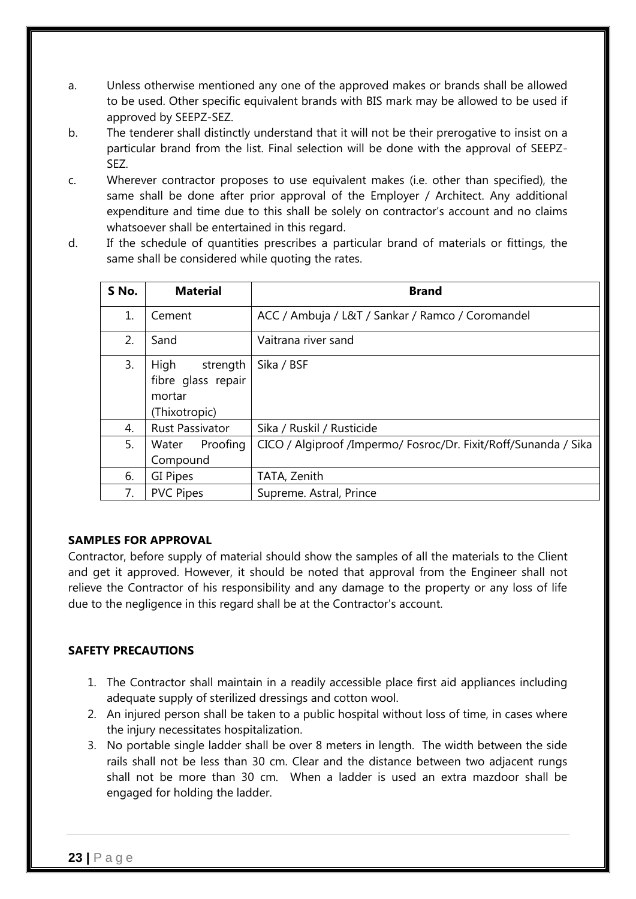a. Unless otherwise mentioned any one of the approved makes or brands shall be allowed to be used. Other specific equivalent brands with BIS mark may be allowed to be used if approved by SEEPZ-SEZ.

b. The tenderer shall distinctly understand that it will not be their prerogative to insist on a particular brand from the list. Final selection will be done with the approval of SEEPZ-SEZ.

c. Wherever contractor proposes to use equivalent makes (i.e. other than specified), the same shall be done after prior approval of the Employer / Architect. Any additional expenditure and time due to this shall be solely on contractor's account and no claims whatsoever shall be entertained in this regard.

d. If the schedule of quantities prescribes a particular brand of materials or fittings, the same shall be considered while quoting the rates.

| S No. | Material | Brand |
|---|---|---|
| 1. | Cement | ACC / Ambuja / L&T / Sankar / Ramco / Coromandel |
| 2. | Sand | Vaitrana river sand |
| 3. | High strength fibre glass repair mortar (Thixotropic) | Sika / BSF |
| 4. | Rust Passivator | Sika / Ruskil / Rusticide |
| 5. | Water Proofing Compound | CICO / Algiproof /Impermo/ Fosroc/Dr. Fixit/Roff/Sunanda / Sika |
| 6. | GI Pipes | TATA, Zenith |
| 7. | PVC Pipes | Supreme. Astral, Prince |

**SAMPLES FOR APPROVAL**

Contractor, before supply of material should show the samples of all the materials to the Client and get it approved. However, it should be noted that approval from the Engineer shall not relieve the Contractor of his responsibility and any damage to the property or any loss of life due to the negligence in this regard shall be at the Contractor's account.

**SAFETY PRECAUTIONS**

1. The Contractor shall maintain in a readily accessible place first aid appliances including adequate supply of sterilized dressings and cotton wool.
2. An injured person shall be taken to a public hospital without loss of time, in cases where the injury necessitates hospitalization.
3. No portable single ladder shall be over 8 meters in length. The width between the side rails shall not be less than 30 cm. Clear and the distance between two adjacent rungs shall not be more than 30 cm. When a ladder is used an extra mazdoor shall be engaged for holding the ladder.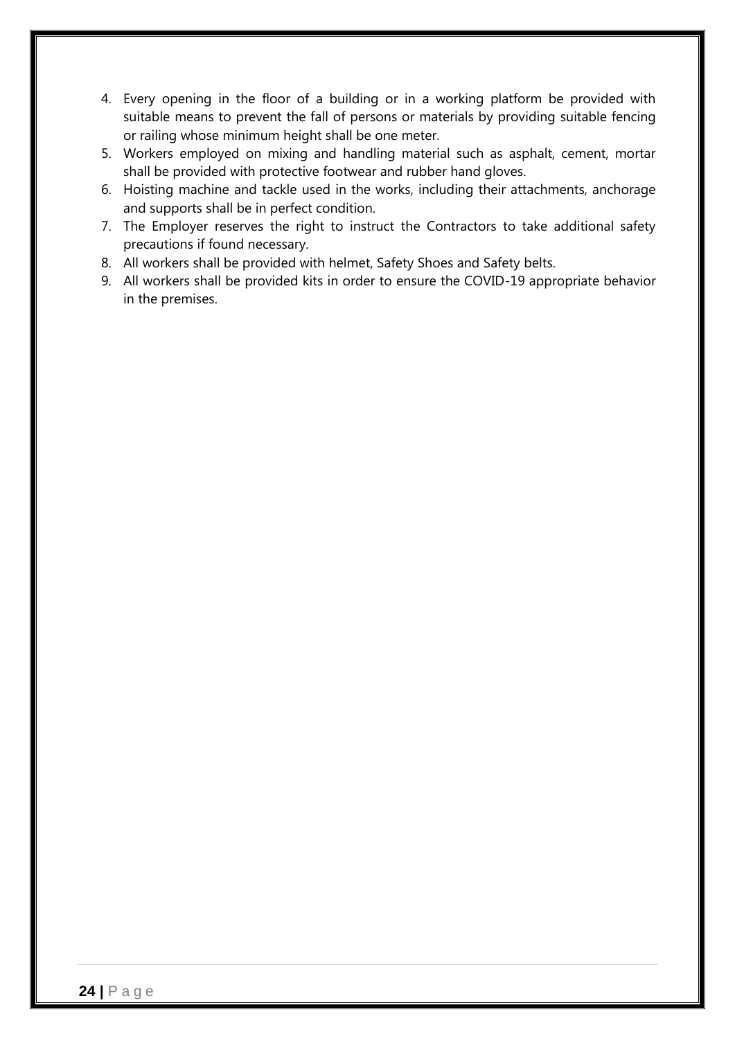4. Every opening in the floor of a building or in a working platform be provided with suitable means to prevent the fall of persons or materials by providing suitable fencing or railing whose minimum height shall be one meter.
5. Workers employed on mixing and handling material such as asphalt, cement, mortar shall be provided with protective footwear and rubber hand gloves.
6. Hoisting machine and tackle used in the works, including their attachments, anchorage and supports shall be in perfect condition.
7. The Employer reserves the right to instruct the Contractors to take additional safety precautions if found necessary.
8. All workers shall be provided with helmet, Safety Shoes and Safety belts.
9. All workers shall be provided kits in order to ensure the COVID-19 appropriate behavior in the premises.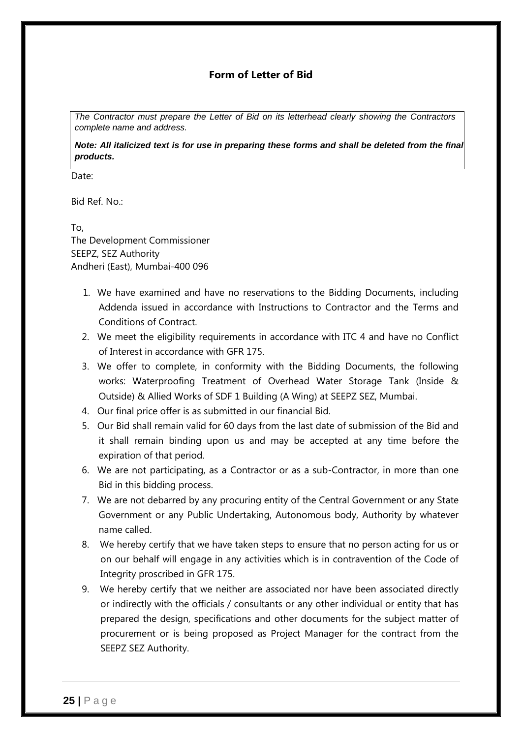## Form of Letter of Bid

*The Contractor must prepare the Letter of Bid on its letterhead clearly showing the Contractors complete name and address.*

***Note: All italicized text is for use in preparing these forms and shall be deleted from the final products.***

Date:

Bid Ref. No.:

To,
The Development Commissioner
SEEPZ, SEZ Authority
Andheri (East), Mumbai-400 096

1. We have examined and have no reservations to the Bidding Documents, including Addenda issued in accordance with Instructions to Contractor and the Terms and Conditions of Contract.
2. We meet the eligibility requirements in accordance with ITC 4 and have no Conflict of Interest in accordance with GFR 175.
3. We offer to complete, in conformity with the Bidding Documents, the following works: Waterproofing Treatment of Overhead Water Storage Tank (Inside & Outside) & Allied Works of SDF 1 Building (A Wing) at SEEPZ SEZ, Mumbai.
4. Our final price offer is as submitted in our financial Bid.
5. Our Bid shall remain valid for 60 days from the last date of submission of the Bid and it shall remain binding upon us and may be accepted at any time before the expiration of that period.
6. We are not participating, as a Contractor or as a sub-Contractor, in more than one Bid in this bidding process.
7. We are not debarred by any procuring entity of the Central Government or any State Government or any Public Undertaking, Autonomous body, Authority by whatever name called.
8. We hereby certify that we have taken steps to ensure that no person acting for us or on our behalf will engage in any activities which is in contravention of the Code of Integrity proscribed in GFR 175.
9. We hereby certify that we neither are associated nor have been associated directly or indirectly with the officials / consultants or any other individual or entity that has prepared the design, specifications and other documents for the subject matter of procurement or is being proposed as Project Manager for the contract from the SEEPZ SEZ Authority.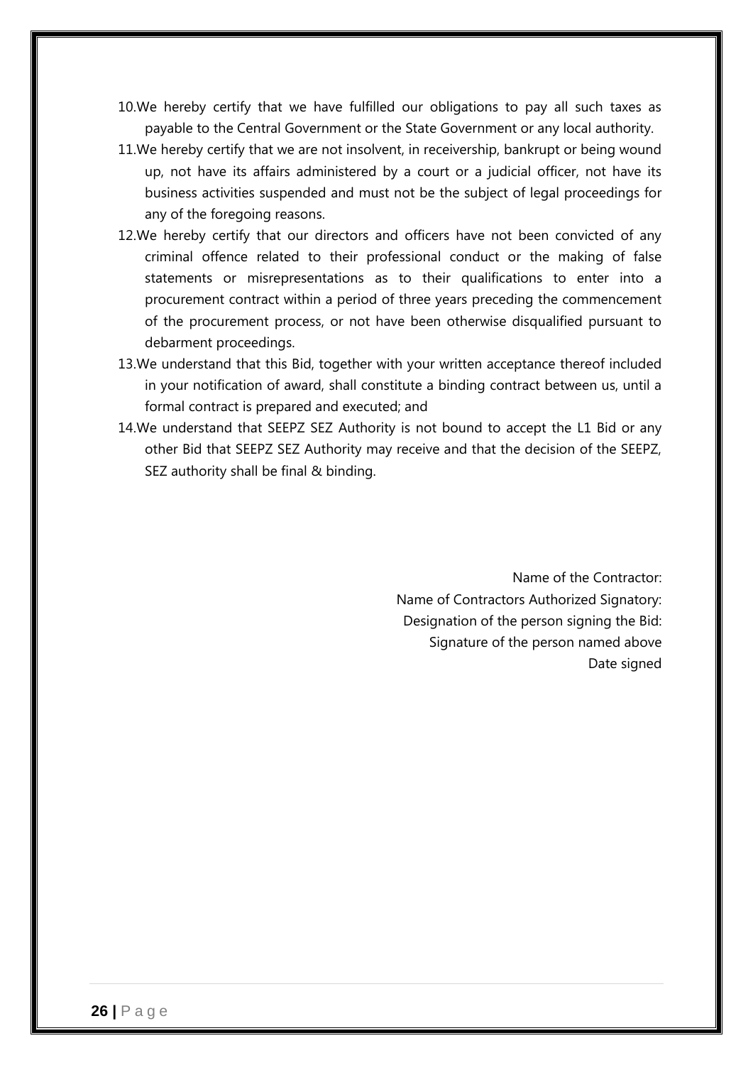10. We hereby certify that we have fulfilled our obligations to pay all such taxes as payable to the Central Government or the State Government or any local authority.
11. We hereby certify that we are not insolvent, in receivership, bankrupt or being wound up, not have its affairs administered by a court or a judicial officer, not have its business activities suspended and must not be the subject of legal proceedings for any of the foregoing reasons.
12. We hereby certify that our directors and officers have not been convicted of any criminal offence related to their professional conduct or the making of false statements or misrepresentations as to their qualifications to enter into a procurement contract within a period of three years preceding the commencement of the procurement process, or not have been otherwise disqualified pursuant to debarment proceedings.
13. We understand that this Bid, together with your written acceptance thereof included in your notification of award, shall constitute a binding contract between us, until a formal contract is prepared and executed; and
14. We understand that SEEPZ SEZ Authority is not bound to accept the L1 Bid or any other Bid that SEEPZ SEZ Authority may receive and that the decision of the SEEPZ, SEZ authority shall be final & binding.

Name of the Contractor:
Name of Contractors Authorized Signatory:
Designation of the person signing the Bid:
Signature of the person named above
Date signed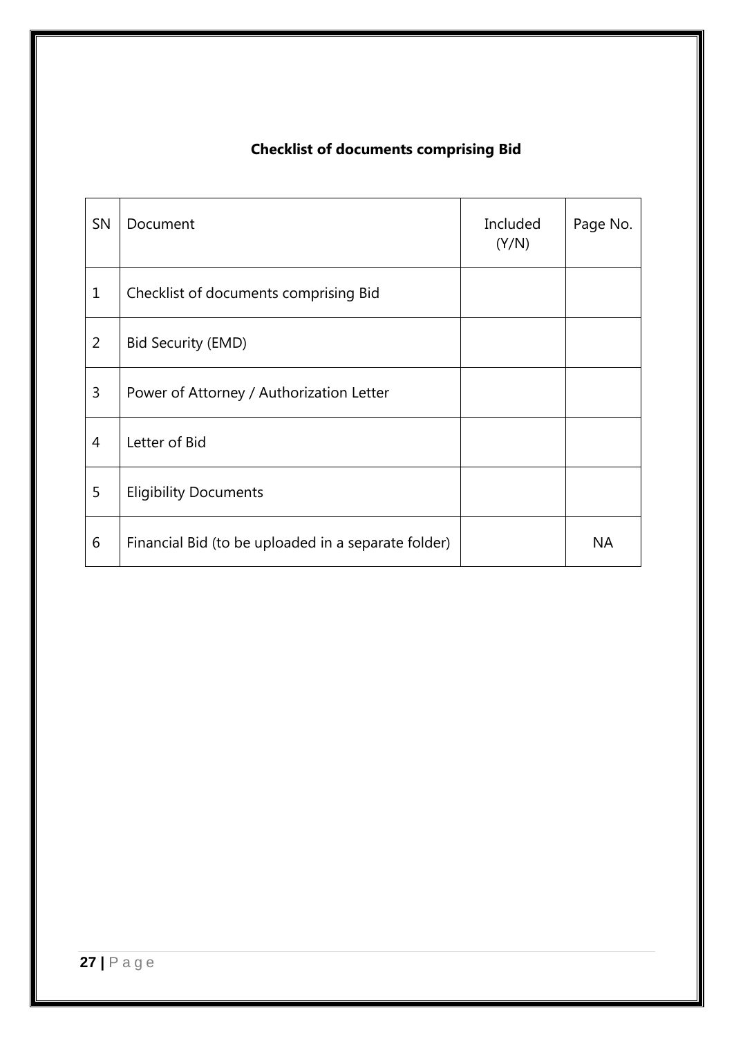## Checklist of documents comprising Bid

| SN | Document | Included (Y/N) | Page No. |
|---|---|---|---|
| 1 | Checklist of documents comprising Bid | | |
| 2 | Bid Security (EMD) | | |
| 3 | Power of Attorney / Authorization Letter | | |
| 4 | Letter of Bid | | |
| 5 | Eligibility Documents | | |
| 6 | Financial Bid (to be uploaded in a separate folder) | | NA |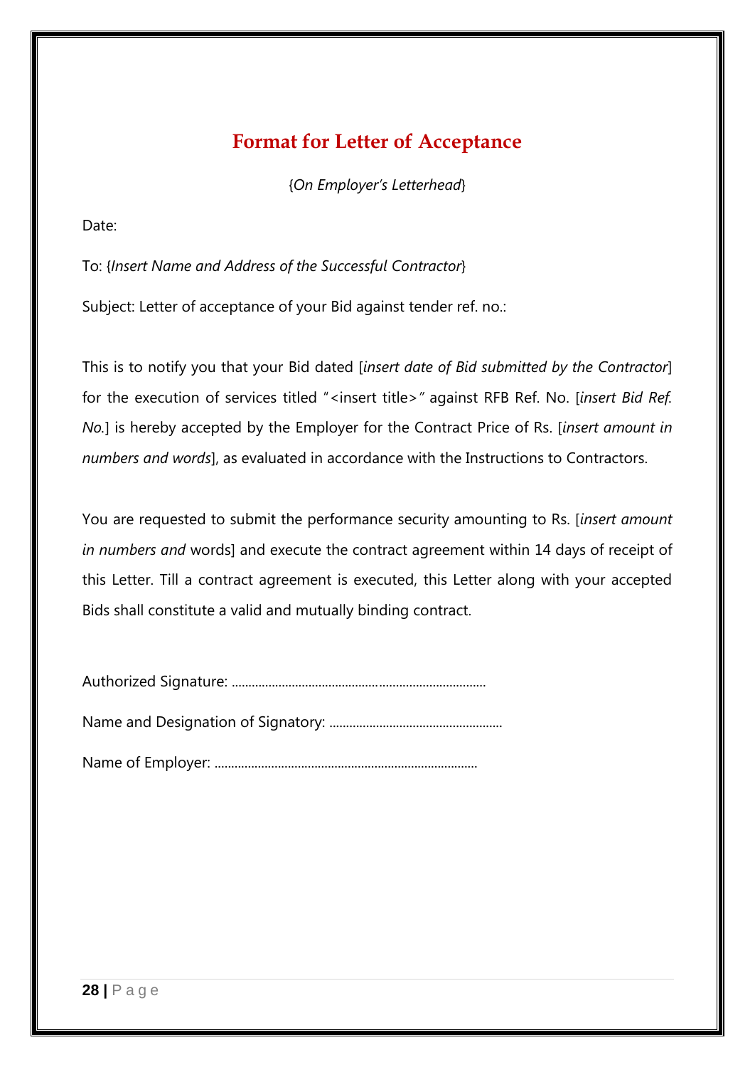# Format for Letter of Acceptance

{*On Employer's Letterhead*}

Date:

To: {*Insert Name and Address of the Successful Contractor*}

Subject: Letter of acceptance of your Bid against tender ref. no.:

This is to notify you that your Bid dated [*insert date of Bid submitted by the Contractor*] for the execution of services titled "<insert title>" against RFB Ref. No. [*insert Bid Ref. No.*] is hereby accepted by the Employer for the Contract Price of Rs. [*insert amount in numbers and words*], as evaluated in accordance with the Instructions to Contractors.

You are requested to submit the performance security amounting to Rs. [*insert amount in numbers and* words] and execute the contract agreement within 14 days of receipt of this Letter. Till a contract agreement is executed, this Letter along with your accepted Bids shall constitute a valid and mutually binding contract.

Authorized Signature: ..........................................................................

Name and Designation of Signatory: ...................................................

Name of Employer: ..............................................................................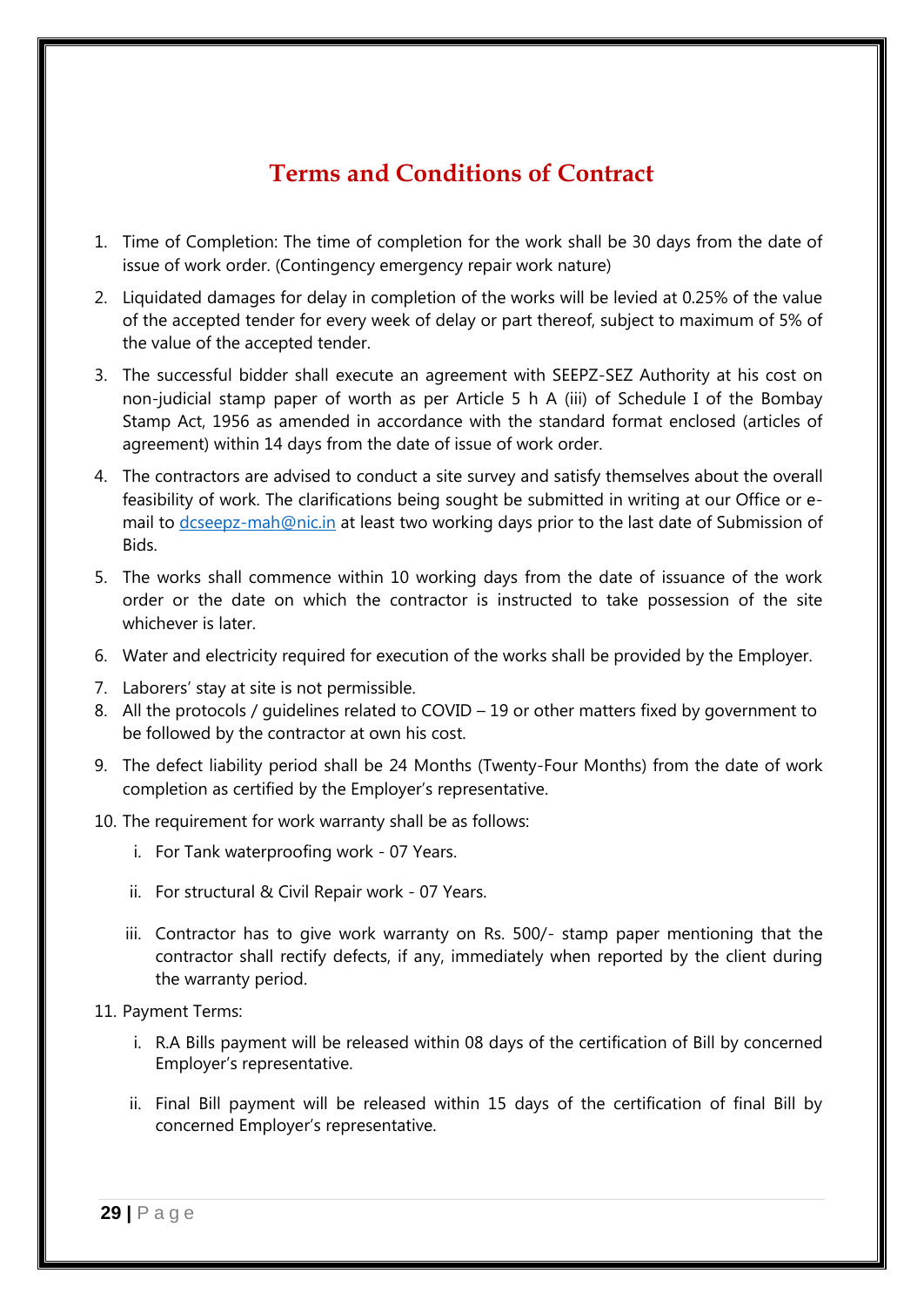# Terms and Conditions of Contract

1. Time of Completion: The time of completion for the work shall be 30 days from the date of issue of work order. (Contingency emergency repair work nature)
2. Liquidated damages for delay in completion of the works will be levied at 0.25% of the value of the accepted tender for every week of delay or part thereof, subject to maximum of 5% of the value of the accepted tender.
3. The successful bidder shall execute an agreement with SEEPZ-SEZ Authority at his cost on non-judicial stamp paper of worth as per Article 5 h A (iii) of Schedule I of the Bombay Stamp Act, 1956 as amended in accordance with the standard format enclosed (articles of agreement) within 14 days from the date of issue of work order.
4. The contractors are advised to conduct a site survey and satisfy themselves about the overall feasibility of work. The clarifications being sought be submitted in writing at our Office or e-mail to dcseepz-mah@nic.in at least two working days prior to the last date of Submission of Bids.
5. The works shall commence within 10 working days from the date of issuance of the work order or the date on which the contractor is instructed to take possession of the site whichever is later.
6. Water and electricity required for execution of the works shall be provided by the Employer.
7. Laborers' stay at site is not permissible.
8. All the protocols / guidelines related to COVID – 19 or other matters fixed by government to be followed by the contractor at own his cost.
9. The defect liability period shall be 24 Months (Twenty-Four Months) from the date of work completion as certified by the Employer's representative.
10. The requirement for work warranty shall be as follows:
    i. For Tank waterproofing work - 07 Years.
    ii. For structural & Civil Repair work - 07 Years.
    iii. Contractor has to give work warranty on Rs. 500/- stamp paper mentioning that the contractor shall rectify defects, if any, immediately when reported by the client during the warranty period.
11. Payment Terms:
    i. R.A Bills payment will be released within 08 days of the certification of Bill by concerned Employer's representative.
    ii. Final Bill payment will be released within 15 days of the certification of final Bill by concerned Employer's representative.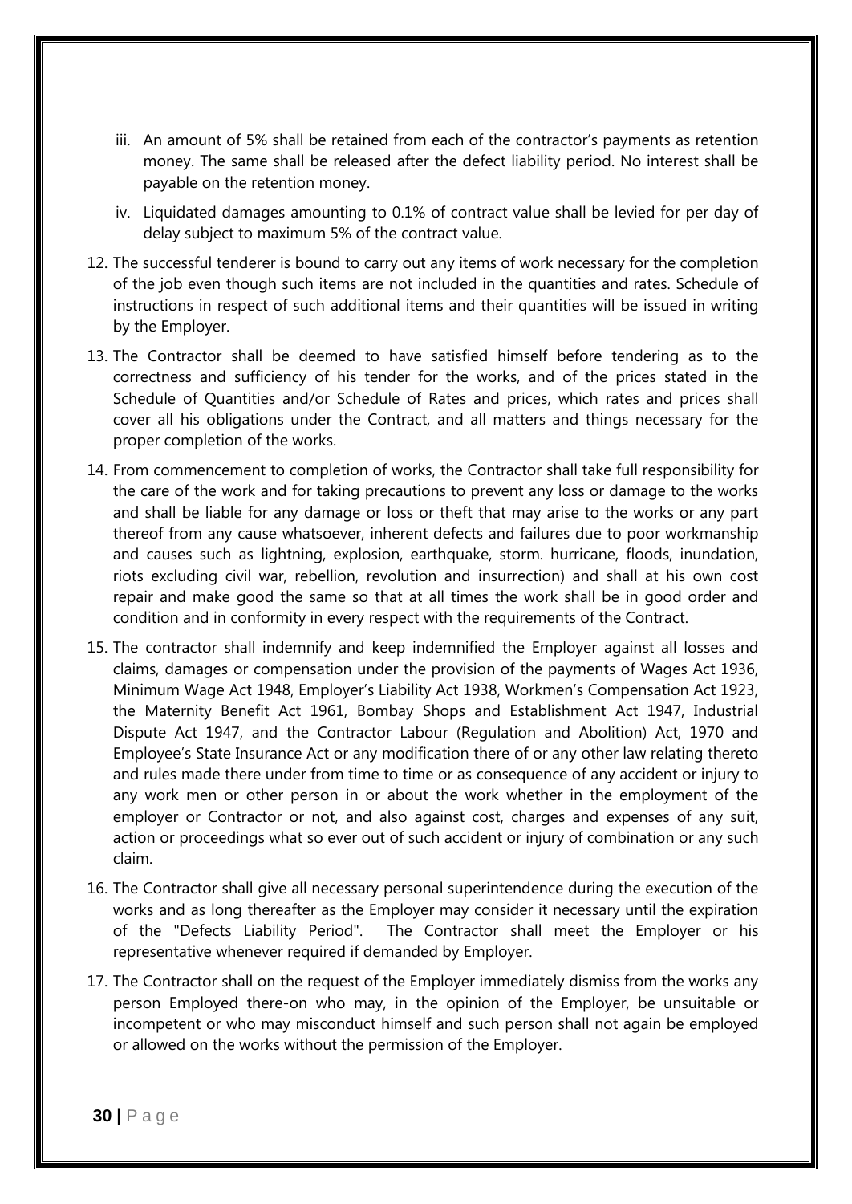iii. An amount of 5% shall be retained from each of the contractor's payments as retention money. The same shall be released after the defect liability period. No interest shall be payable on the retention money.

iv. Liquidated damages amounting to 0.1% of contract value shall be levied for per day of delay subject to maximum 5% of the contract value.

12. The successful tenderer is bound to carry out any items of work necessary for the completion of the job even though such items are not included in the quantities and rates. Schedule of instructions in respect of such additional items and their quantities will be issued in writing by the Employer.

13. The Contractor shall be deemed to have satisfied himself before tendering as to the correctness and sufficiency of his tender for the works, and of the prices stated in the Schedule of Quantities and/or Schedule of Rates and prices, which rates and prices shall cover all his obligations under the Contract, and all matters and things necessary for the proper completion of the works.

14. From commencement to completion of works, the Contractor shall take full responsibility for the care of the work and for taking precautions to prevent any loss or damage to the works and shall be liable for any damage or loss or theft that may arise to the works or any part thereof from any cause whatsoever, inherent defects and failures due to poor workmanship and causes such as lightning, explosion, earthquake, storm. hurricane, floods, inundation, riots excluding civil war, rebellion, revolution and insurrection) and shall at his own cost repair and make good the same so that at all times the work shall be in good order and condition and in conformity in every respect with the requirements of the Contract.

15. The contractor shall indemnify and keep indemnified the Employer against all losses and claims, damages or compensation under the provision of the payments of Wages Act 1936, Minimum Wage Act 1948, Employer's Liability Act 1938, Workmen's Compensation Act 1923, the Maternity Benefit Act 1961, Bombay Shops and Establishment Act 1947, Industrial Dispute Act 1947, and the Contractor Labour (Regulation and Abolition) Act, 1970 and Employee's State Insurance Act or any modification there of or any other law relating thereto and rules made there under from time to time or as consequence of any accident or injury to any work men or other person in or about the work whether in the employment of the employer or Contractor or not, and also against cost, charges and expenses of any suit, action or proceedings what so ever out of such accident or injury of combination or any such claim.

16. The Contractor shall give all necessary personal superintendence during the execution of the works and as long thereafter as the Employer may consider it necessary until the expiration of the "Defects Liability Period". The Contractor shall meet the Employer or his representative whenever required if demanded by Employer.

17. The Contractor shall on the request of the Employer immediately dismiss from the works any person Employed there-on who may, in the opinion of the Employer, be unsuitable or incompetent or who may misconduct himself and such person shall not again be employed or allowed on the works without the permission of the Employer.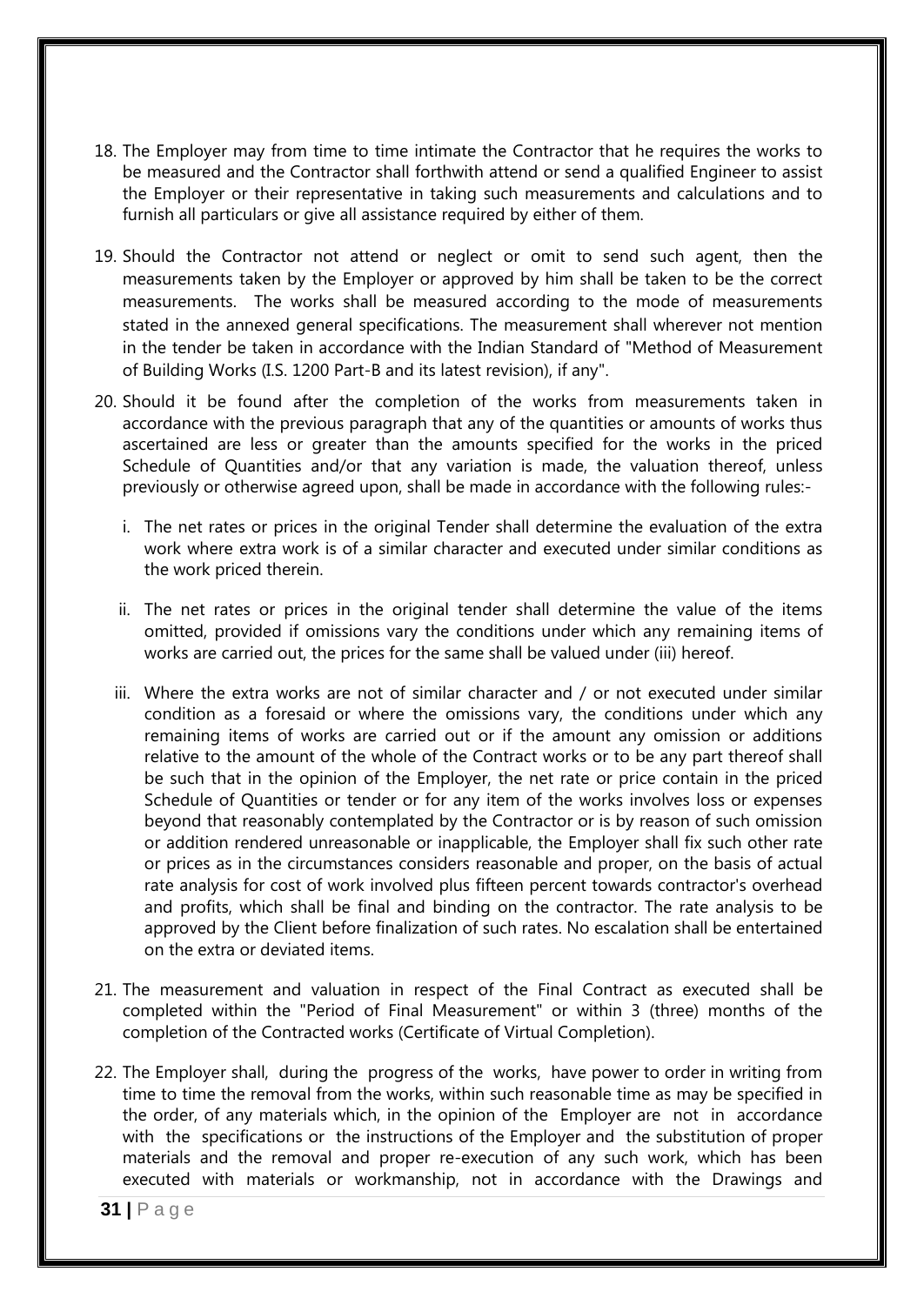18. The Employer may from time to time intimate the Contractor that he requires the works to be measured and the Contractor shall forthwith attend or send a qualified Engineer to assist the Employer or their representative in taking such measurements and calculations and to furnish all particulars or give all assistance required by either of them.

19. Should the Contractor not attend or neglect or omit to send such agent, then the measurements taken by the Employer or approved by him shall be taken to be the correct measurements. The works shall be measured according to the mode of measurements stated in the annexed general specifications. The measurement shall wherever not mention in the tender be taken in accordance with the Indian Standard of "Method of Measurement of Building Works (I.S. 1200 Part-B and its latest revision), if any".

20. Should it be found after the completion of the works from measurements taken in accordance with the previous paragraph that any of the quantities or amounts of works thus ascertained are less or greater than the amounts specified for the works in the priced Schedule of Quantities and/or that any variation is made, the valuation thereof, unless previously or otherwise agreed upon, shall be made in accordance with the following rules:-

    i. The net rates or prices in the original Tender shall determine the evaluation of the extra work where extra work is of a similar character and executed under similar conditions as the work priced therein.

    ii. The net rates or prices in the original tender shall determine the value of the items omitted, provided if omissions vary the conditions under which any remaining items of works are carried out, the prices for the same shall be valued under (iii) hereof.

    iii. Where the extra works are not of similar character and / or not executed under similar condition as a foresaid or where the omissions vary, the conditions under which any remaining items of works are carried out or if the amount any omission or additions relative to the amount of the whole of the Contract works or to be any part thereof shall be such that in the opinion of the Employer, the net rate or price contain in the priced Schedule of Quantities or tender or for any item of the works involves loss or expenses beyond that reasonably contemplated by the Contractor or is by reason of such omission or addition rendered unreasonable or inapplicable, the Employer shall fix such other rate or prices as in the circumstances considers reasonable and proper, on the basis of actual rate analysis for cost of work involved plus fifteen percent towards contractor's overhead and profits, which shall be final and binding on the contractor. The rate analysis to be approved by the Client before finalization of such rates. No escalation shall be entertained on the extra or deviated items.

21. The measurement and valuation in respect of the Final Contract as executed shall be completed within the "Period of Final Measurement" or within 3 (three) months of the completion of the Contracted works (Certificate of Virtual Completion).

22. The Employer shall, during the progress of the works, have power to order in writing from time to time the removal from the works, within such reasonable time as may be specified in the order, of any materials which, in the opinion of the Employer are not in accordance with the specifications or the instructions of the Employer and the substitution of proper materials and the removal and proper re-execution of any such work, which has been executed with materials or workmanship, not in accordance with the Drawings and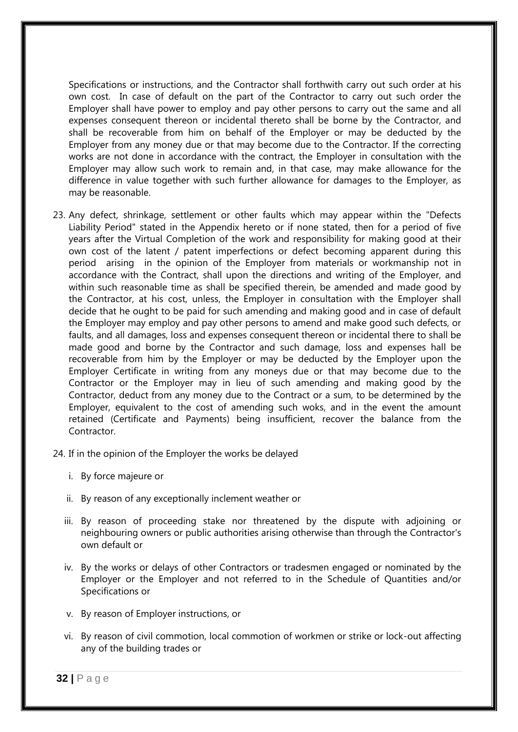Specifications or instructions, and the Contractor shall forthwith carry out such order at his own cost. In case of default on the part of the Contractor to carry out such order the Employer shall have power to employ and pay other persons to carry out the same and all expenses consequent thereon or incidental thereto shall be borne by the Contractor, and shall be recoverable from him on behalf of the Employer or may be deducted by the Employer from any money due or that may become due to the Contractor. If the correcting works are not done in accordance with the contract, the Employer in consultation with the Employer may allow such work to remain and, in that case, may make allowance for the difference in value together with such further allowance for damages to the Employer, as may be reasonable.

23. Any defect, shrinkage, settlement or other faults which may appear within the "Defects Liability Period" stated in the Appendix hereto or if none stated, then for a period of five years after the Virtual Completion of the work and responsibility for making good at their own cost of the latent / patent imperfections or defect becoming apparent during this period arising in the opinion of the Employer from materials or workmanship not in accordance with the Contract, shall upon the directions and writing of the Employer, and within such reasonable time as shall be specified therein, be amended and made good by the Contractor, at his cost, unless, the Employer in consultation with the Employer shall decide that he ought to be paid for such amending and making good and in case of default the Employer may employ and pay other persons to amend and make good such defects, or faults, and all damages, loss and expenses consequent thereon or incidental there to shall be made good and borne by the Contractor and such damage, loss and expenses hall be recoverable from him by the Employer or may be deducted by the Employer upon the Employer Certificate in writing from any moneys due or that may become due to the Contractor or the Employer may in lieu of such amending and making good by the Contractor, deduct from any money due to the Contract or a sum, to be determined by the Employer, equivalent to the cost of amending such woks, and in the event the amount retained (Certificate and Payments) being insufficient, recover the balance from the Contractor.

24. If in the opinion of the Employer the works be delayed

    i. By force majeure or

    ii. By reason of any exceptionally inclement weather or

    iii. By reason of proceeding stake nor threatened by the dispute with adjoining or neighbouring owners or public authorities arising otherwise than through the Contractor's own default or

    iv. By the works or delays of other Contractors or tradesmen engaged or nominated by the Employer or the Employer and not referred to in the Schedule of Quantities and/or Specifications or

    v. By reason of Employer instructions, or

    vi. By reason of civil commotion, local commotion of workmen or strike or lock-out affecting any of the building trades or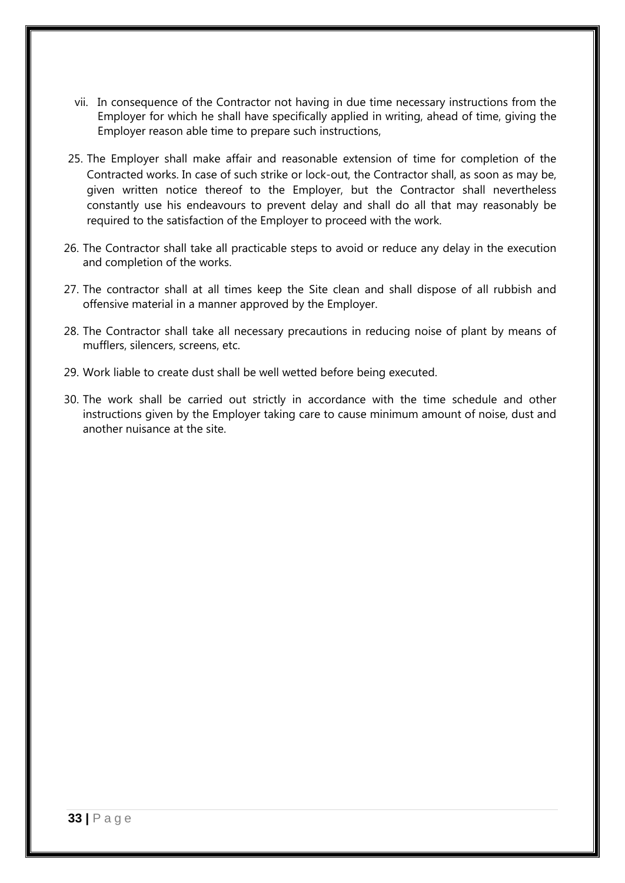vii. In consequence of the Contractor not having in due time necessary instructions from the Employer for which he shall have specifically applied in writing, ahead of time, giving the Employer reason able time to prepare such instructions,

25. The Employer shall make affair and reasonable extension of time for completion of the Contracted works. In case of such strike or lock-out, the Contractor shall, as soon as may be, given written notice thereof to the Employer, but the Contractor shall nevertheless constantly use his endeavours to prevent delay and shall do all that may reasonably be required to the satisfaction of the Employer to proceed with the work.

26. The Contractor shall take all practicable steps to avoid or reduce any delay in the execution and completion of the works.

27. The contractor shall at all times keep the Site clean and shall dispose of all rubbish and offensive material in a manner approved by the Employer.

28. The Contractor shall take all necessary precautions in reducing noise of plant by means of mufflers, silencers, screens, etc.

29. Work liable to create dust shall be well wetted before being executed.

30. The work shall be carried out strictly in accordance with the time schedule and other instructions given by the Employer taking care to cause minimum amount of noise, dust and another nuisance at the site.